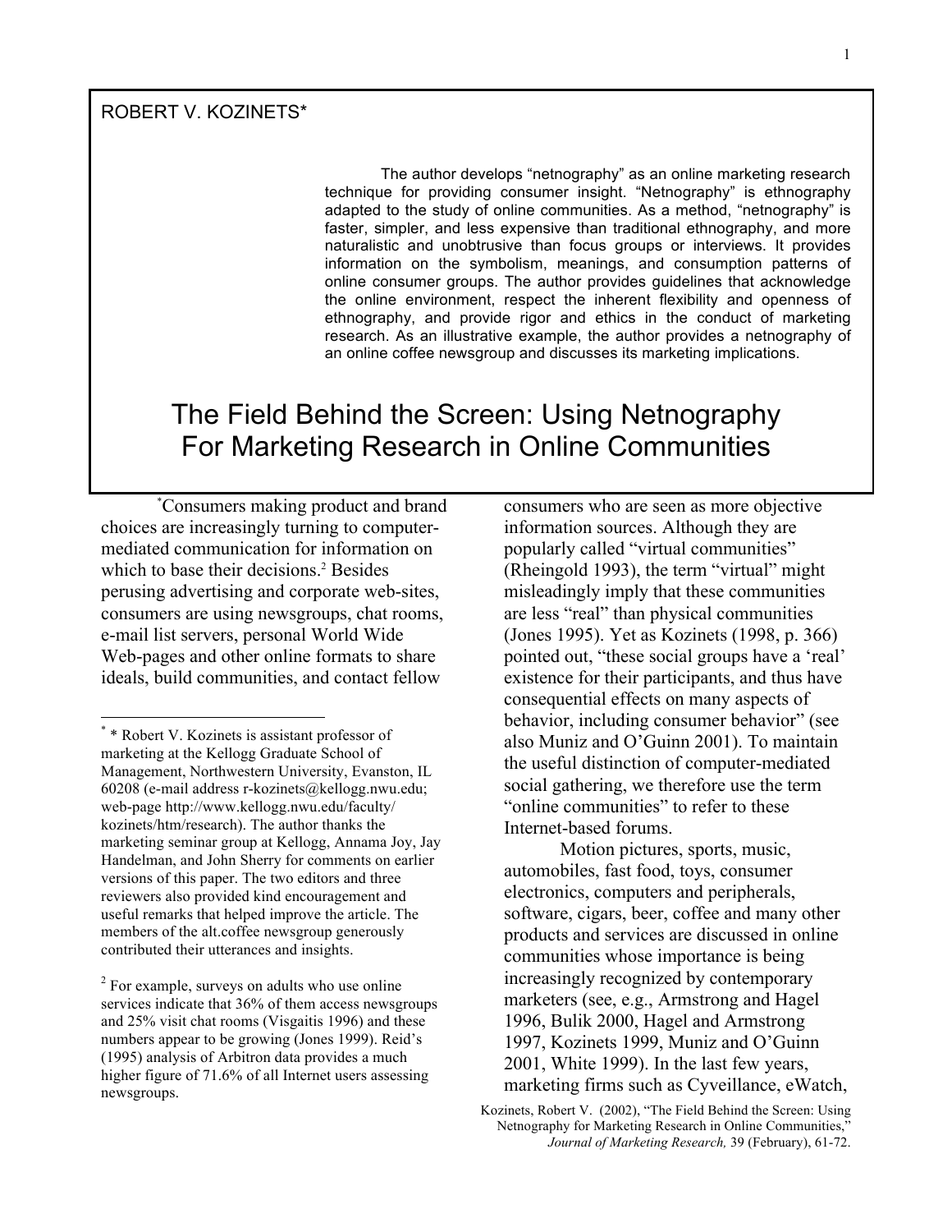ROBERT V. KOZINETS*

The author develops "netnography" as an online marketing research technique for providing consumer insight. "Netnography" is ethnography adapted to the study of online communities. As a method, "netnography" is faster, simpler, and less expensive than traditional ethnography, and more naturalistic and unobtrusive than focus groups or interviews. It provides information on the symbolism, meanings, and consumption patterns of online consumer groups. The author provides guidelines that acknowledge the online environment, respect the inherent flexibility and openness of ethnography, and provide rigor and ethics in the conduct of marketing research. As an illustrative example, the author provides a netnography of an online coffee newsgroup and discusses its marketing implications.

# The Field Behind the Screen: Using Netnography For Marketing Research in Online Communities

[*]Consumers making product and brand choices are increasingly turning to computer-mediated communication for information on which to base their decisions.[2] Besides perusing advertising and corporate web-sites, consumers are using newsgroups, chat rooms, e-mail list servers, personal World Wide Web-pages and other online formats to share ideals, build communities, and contact fellow consumers who are seen as more objective information sources. Although they are popularly called "virtual communities" (Rheingold 1993), the term "virtual" might misleadingly imply that these communities are less "real" than physical communities (Jones 1995). Yet as Kozinets (1998, p. 366) pointed out, "these social groups have a 'real' existence for their participants, and thus have consequential effects on many aspects of behavior, including consumer behavior" (see also Muniz and O'Guinn 2001). To maintain the useful distinction of computer-mediated social gathering, we therefore use the term "online communities" to refer to these Internet-based forums.

Motion pictures, sports, music, automobiles, fast food, toys, consumer electronics, computers and peripherals, software, cigars, beer, coffee and many other products and services are discussed in online communities whose importance is being increasingly recognized by contemporary marketers (see, e.g., Armstrong and Hagel 1996, Bulik 2000, Hagel and Armstrong 1997, Kozinets 1999, Muniz and O'Guinn 2001, White 1999). In the last few years, marketing firms such as Cyveillance, eWatch,

[*] * Robert V. Kozinets is assistant professor of marketing at the Kellogg Graduate School of Management, Northwestern University, Evanston, IL 60208 (e-mail address r-kozinets@kellogg.nwu.edu; web-page http://www.kellogg.nwu.edu/faculty/kozinets/htm/research). The author thanks the marketing seminar group at Kellogg, Annama Joy, Jay Handelman, and John Sherry for comments on earlier versions of this paper. The two editors and three reviewers also provided kind encouragement and useful remarks that helped improve the article. The members of the alt.coffee newsgroup generously contributed their utterances and insights.

[2] For example, surveys on adults who use online services indicate that 36% of them access newsgroups and 25% visit chat rooms (Visgaitis 1996) and these numbers appear to be growing (Jones 1999). Reid's (1995) analysis of Arbitron data provides a much higher figure of 71.6% of all Internet users assessing newsgroups.

Kozinets, Robert V. (2002), "The Field Behind the Screen: Using Netnography for Marketing Research in Online Communities," *Journal of Marketing Research,* 39 (February), 61-72.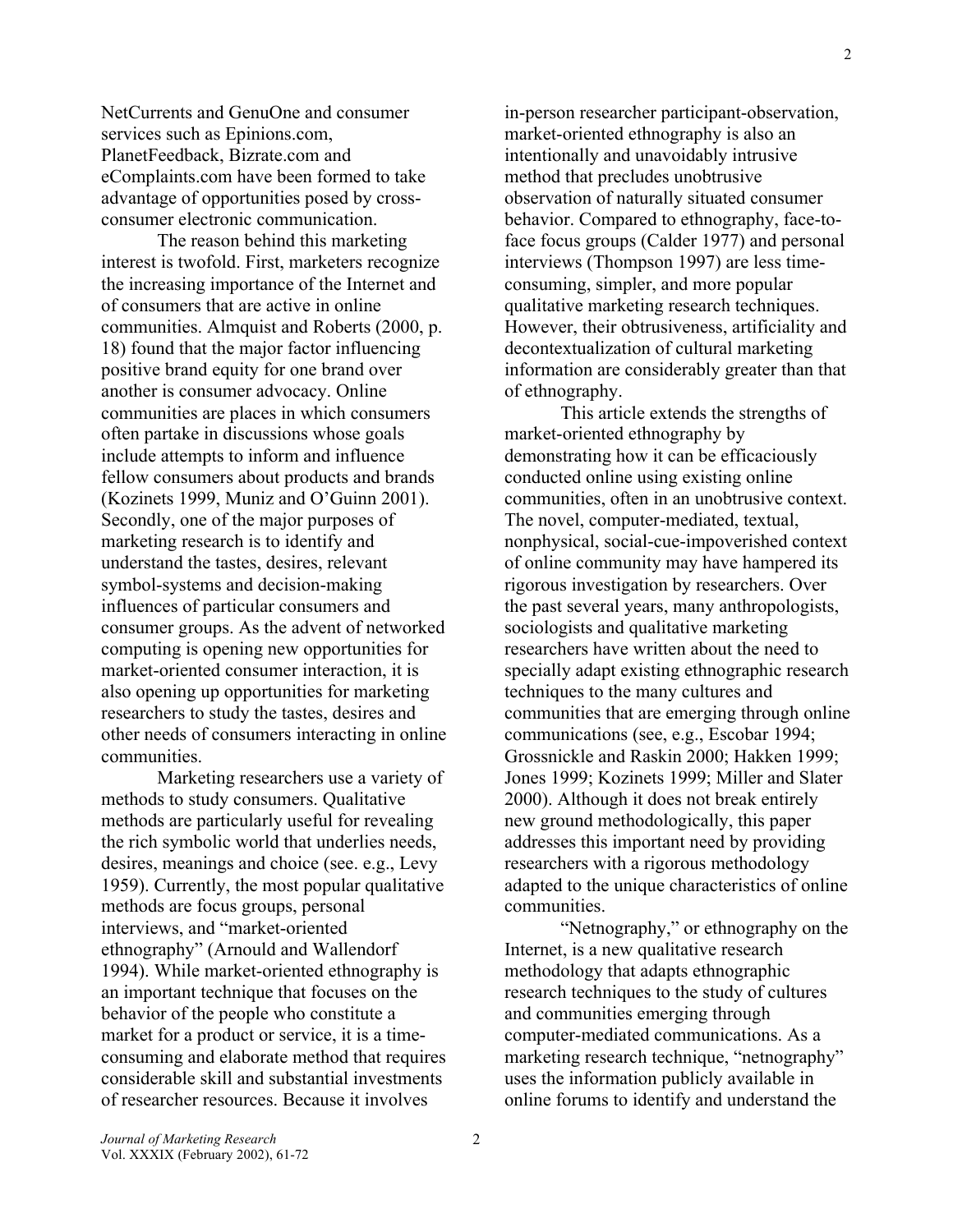NetCurrents and GenuOne and consumer services such as Epinions.com, PlanetFeedback, Bizrate.com and eComplaints.com have been formed to take advantage of opportunities posed by cross-consumer electronic communication.

The reason behind this marketing interest is twofold. First, marketers recognize the increasing importance of the Internet and of consumers that are active in online communities. Almquist and Roberts (2000, p. 18) found that the major factor influencing positive brand equity for one brand over another is consumer advocacy. Online communities are places in which consumers often partake in discussions whose goals include attempts to inform and influence fellow consumers about products and brands (Kozinets 1999, Muniz and O'Guinn 2001). Secondly, one of the major purposes of marketing research is to identify and understand the tastes, desires, relevant symbol-systems and decision-making influences of particular consumers and consumer groups. As the advent of networked computing is opening new opportunities for market-oriented consumer interaction, it is also opening up opportunities for marketing researchers to study the tastes, desires and other needs of consumers interacting in online communities.

Marketing researchers use a variety of methods to study consumers. Qualitative methods are particularly useful for revealing the rich symbolic world that underlies needs, desires, meanings and choice (see. e.g., Levy 1959). Currently, the most popular qualitative methods are focus groups, personal interviews, and "market-oriented ethnography" (Arnould and Wallendorf 1994). While market-oriented ethnography is an important technique that focuses on the behavior of the people who constitute a market for a product or service, it is a time-consuming and elaborate method that requires considerable skill and substantial investments of researcher resources. Because it involves in-person researcher participant-observation, market-oriented ethnography is also an intentionally and unavoidably intrusive method that precludes unobtrusive observation of naturally situated consumer behavior. Compared to ethnography, face-to-face focus groups (Calder 1977) and personal interviews (Thompson 1997) are less time-consuming, simpler, and more popular qualitative marketing research techniques. However, their obtrusiveness, artificiality and decontextualization of cultural marketing information are considerably greater than that of ethnography.

This article extends the strengths of market-oriented ethnography by demonstrating how it can be efficaciously conducted online using existing online communities, often in an unobtrusive context. The novel, computer-mediated, textual, nonphysical, social-cue-impoverished context of online community may have hampered its rigorous investigation by researchers. Over the past several years, many anthropologists, sociologists and qualitative marketing researchers have written about the need to specially adapt existing ethnographic research techniques to the many cultures and communities that are emerging through online communications (see, e.g., Escobar 1994; Grossnickle and Raskin 2000; Hakken 1999; Jones 1999; Kozinets 1999; Miller and Slater 2000). Although it does not break entirely new ground methodologically, this paper addresses this important need by providing researchers with a rigorous methodology adapted to the unique characteristics of online communities.

"Netnography," or ethnography on the Internet, is a new qualitative research methodology that adapts ethnographic research techniques to the study of cultures and communities emerging through computer-mediated communications. As a marketing research technique, "netnography" uses the information publicly available in online forums to identify and understand the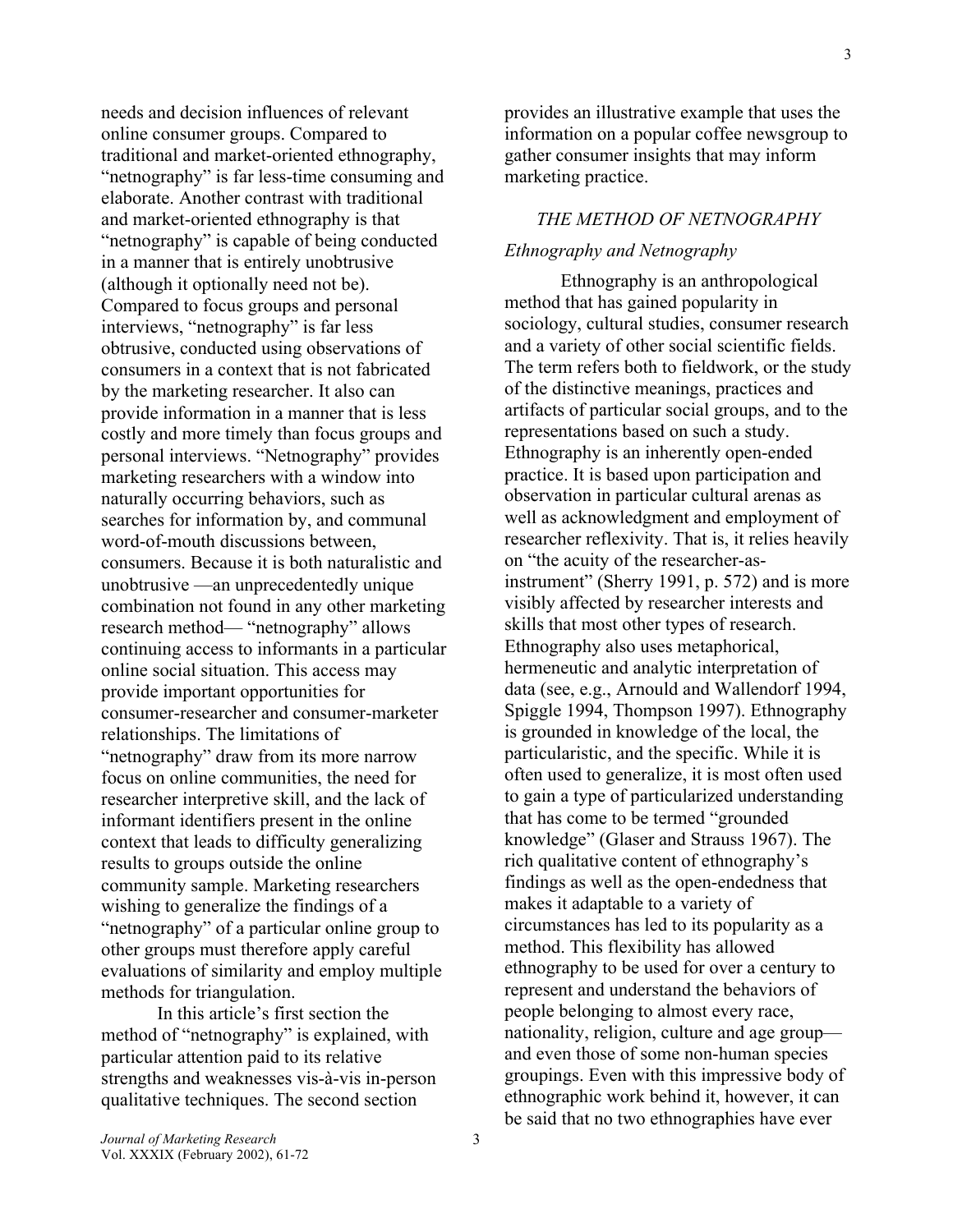needs and decision influences of relevant online consumer groups. Compared to traditional and market-oriented ethnography, "netnography" is far less-time consuming and elaborate. Another contrast with traditional and market-oriented ethnography is that "netnography" is capable of being conducted in a manner that is entirely unobtrusive (although it optionally need not be). Compared to focus groups and personal interviews, "netnography" is far less obtrusive, conducted using observations of consumers in a context that is not fabricated by the marketing researcher. It also can provide information in a manner that is less costly and more timely than focus groups and personal interviews. "Netnography" provides marketing researchers with a window into naturally occurring behaviors, such as searches for information by, and communal word-of-mouth discussions between, consumers. Because it is both naturalistic and unobtrusive —an unprecedentedly unique combination not found in any other marketing research method— "netnography" allows continuing access to informants in a particular online social situation. This access may provide important opportunities for consumer-researcher and consumer-marketer relationships. The limitations of "netnography" draw from its more narrow focus on online communities, the need for researcher interpretive skill, and the lack of informant identifiers present in the online context that leads to difficulty generalizing results to groups outside the online community sample. Marketing researchers wishing to generalize the findings of a "netnography" of a particular online group to other groups must therefore apply careful evaluations of similarity and employ multiple methods for triangulation.

In this article's first section the method of "netnography" is explained, with particular attention paid to its relative strengths and weaknesses vis-à-vis in-person qualitative techniques. The second section provides an illustrative example that uses the information on a popular coffee newsgroup to gather consumer insights that may inform marketing practice.

## *THE METHOD OF NETNOGRAPHY*

### *Ethnography and Netnography*

Ethnography is an anthropological method that has gained popularity in sociology, cultural studies, consumer research and a variety of other social scientific fields. The term refers both to fieldwork, or the study of the distinctive meanings, practices and artifacts of particular social groups, and to the representations based on such a study. Ethnography is an inherently open-ended practice. It is based upon participation and observation in particular cultural arenas as well as acknowledgment and employment of researcher reflexivity. That is, it relies heavily on "the acuity of the researcher-as-instrument" (Sherry 1991, p. 572) and is more visibly affected by researcher interests and skills that most other types of research. Ethnography also uses metaphorical, hermeneutic and analytic interpretation of data (see, e.g., Arnould and Wallendorf 1994, Spiggle 1994, Thompson 1997). Ethnography is grounded in knowledge of the local, the particularistic, and the specific. While it is often used to generalize, it is most often used to gain a type of particularized understanding that has come to be termed "grounded knowledge" (Glaser and Strauss 1967). The rich qualitative content of ethnography's findings as well as the open-endedness that makes it adaptable to a variety of circumstances has led to its popularity as a method. This flexibility has allowed ethnography to be used for over a century to represent and understand the behaviors of people belonging to almost every race, nationality, religion, culture and age group—and even those of some non-human species groupings. Even with this impressive body of ethnographic work behind it, however, it can be said that no two ethnographies have ever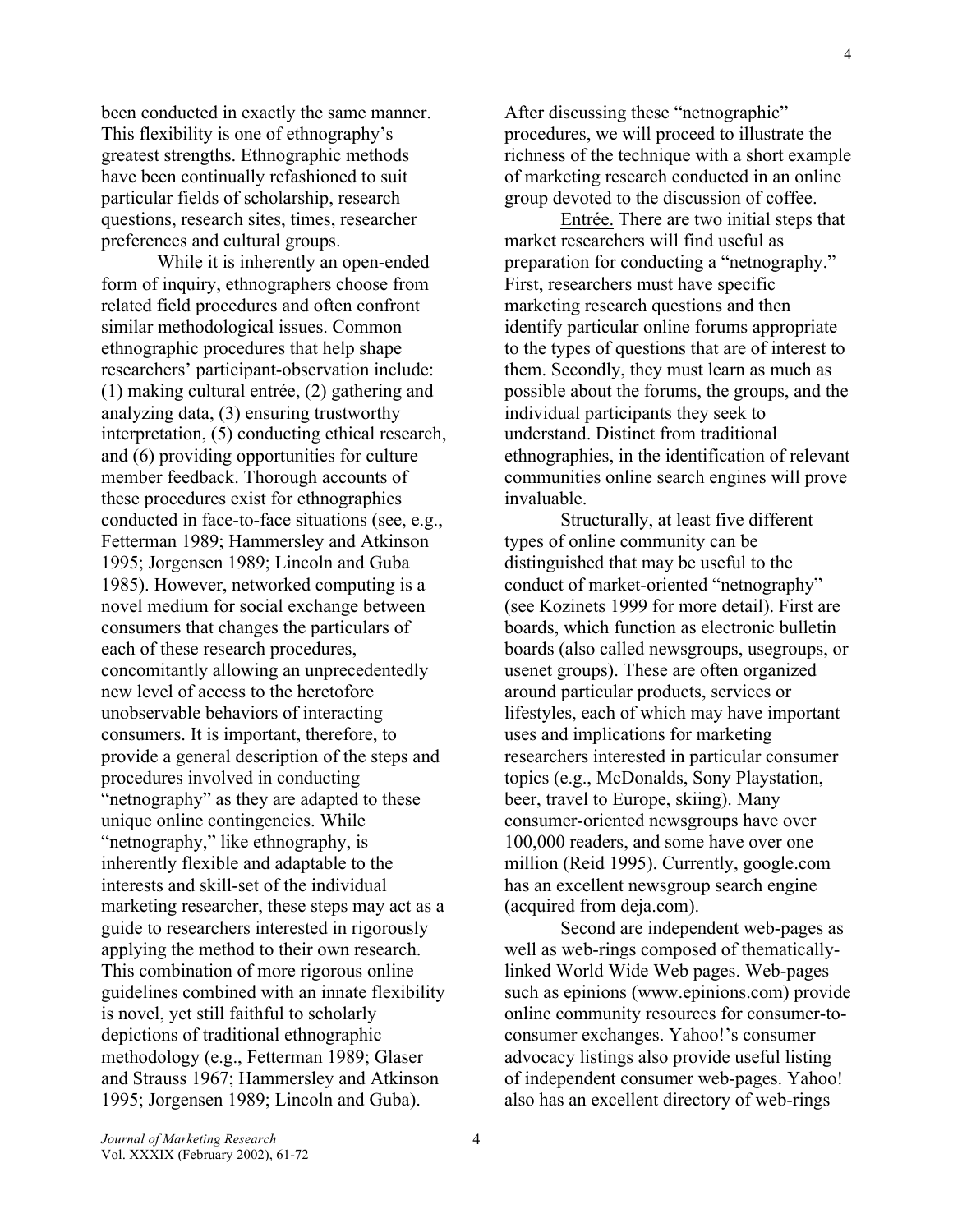been conducted in exactly the same manner. This flexibility is one of ethnography's greatest strengths. Ethnographic methods have been continually refashioned to suit particular fields of scholarship, research questions, research sites, times, researcher preferences and cultural groups.

While it is inherently an open-ended form of inquiry, ethnographers choose from related field procedures and often confront similar methodological issues. Common ethnographic procedures that help shape researchers' participant-observation include: (1) making cultural entrée, (2) gathering and analyzing data, (3) ensuring trustworthy interpretation, (5) conducting ethical research, and (6) providing opportunities for culture member feedback. Thorough accounts of these procedures exist for ethnographies conducted in face-to-face situations (see, e.g., Fetterman 1989; Hammersley and Atkinson 1995; Jorgensen 1989; Lincoln and Guba 1985). However, networked computing is a novel medium for social exchange between consumers that changes the particulars of each of these research procedures, concomitantly allowing an unprecedentedly new level of access to the heretofore unobservable behaviors of interacting consumers. It is important, therefore, to provide a general description of the steps and procedures involved in conducting "netnography" as they are adapted to these unique online contingencies. While "netnography," like ethnography, is inherently flexible and adaptable to the interests and skill-set of the individual marketing researcher, these steps may act as a guide to researchers interested in rigorously applying the method to their own research. This combination of more rigorous online guidelines combined with an innate flexibility is novel, yet still faithful to scholarly depictions of traditional ethnographic methodology (e.g., Fetterman 1989; Glaser and Strauss 1967; Hammersley and Atkinson 1995; Jorgensen 1989; Lincoln and Guba). After discussing these "netnographic" procedures, we will proceed to illustrate the richness of the technique with a short example of marketing research conducted in an online group devoted to the discussion of coffee.

Entrée. There are two initial steps that market researchers will find useful as preparation for conducting a "netnography." First, researchers must have specific marketing research questions and then identify particular online forums appropriate to the types of questions that are of interest to them. Secondly, they must learn as much as possible about the forums, the groups, and the individual participants they seek to understand. Distinct from traditional ethnographies, in the identification of relevant communities online search engines will prove invaluable.

Structurally, at least five different types of online community can be distinguished that may be useful to the conduct of market-oriented "netnography" (see Kozinets 1999 for more detail). First are boards, which function as electronic bulletin boards (also called newsgroups, usegroups, or usenet groups). These are often organized around particular products, services or lifestyles, each of which may have important uses and implications for marketing researchers interested in particular consumer topics (e.g., McDonalds, Sony Playstation, beer, travel to Europe, skiing). Many consumer-oriented newsgroups have over 100,000 readers, and some have over one million (Reid 1995). Currently, google.com has an excellent newsgroup search engine (acquired from deja.com).

Second are independent web-pages as well as web-rings composed of thematically-linked World Wide Web pages. Web-pages such as epinions (www.epinions.com) provide online community resources for consumer-to-consumer exchanges. Yahoo!'s consumer advocacy listings also provide useful listing of independent consumer web-pages. Yahoo! also has an excellent directory of web-rings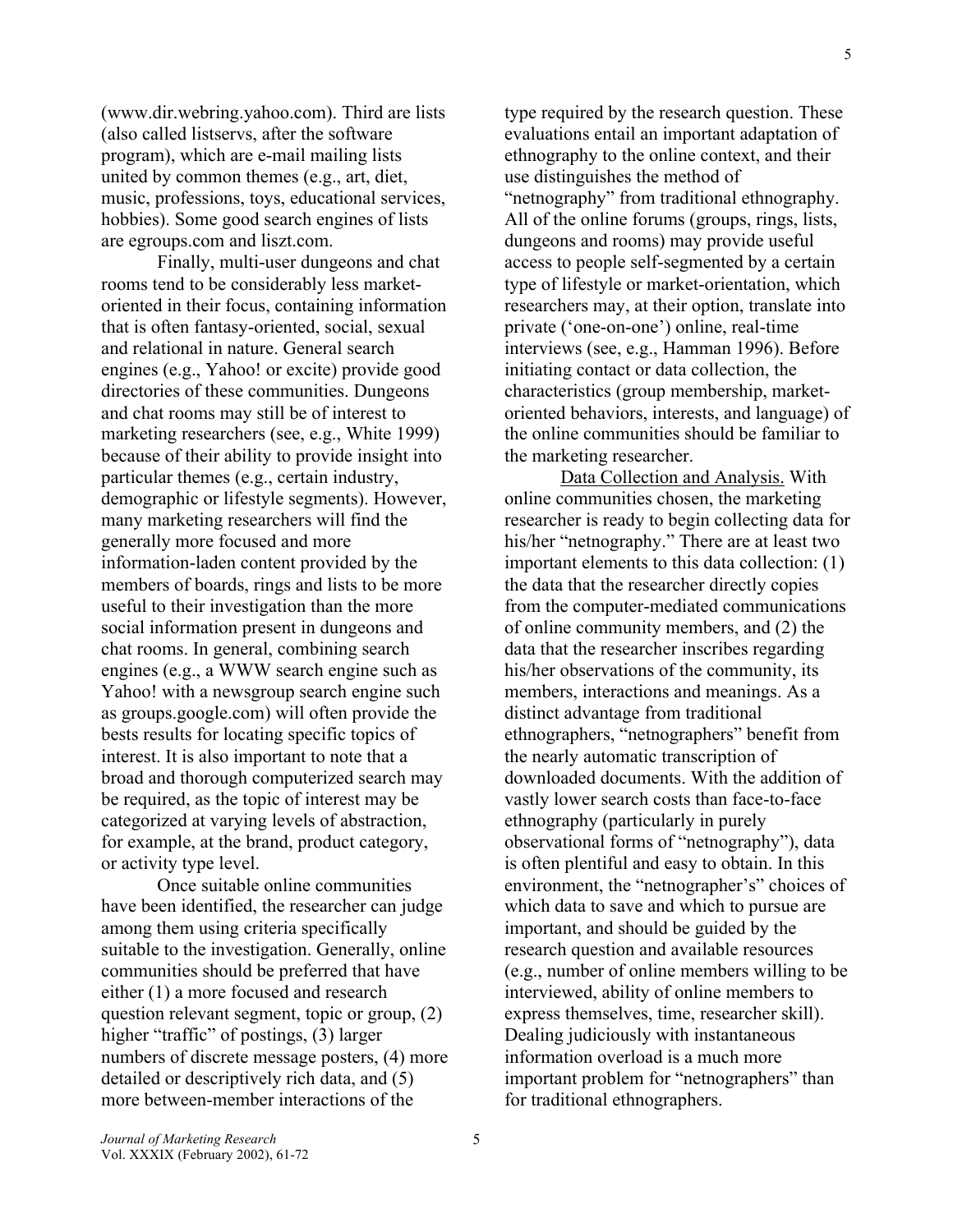(www.dir.webring.yahoo.com). Third are lists (also called listservs, after the software program), which are e-mail mailing lists united by common themes (e.g., art, diet, music, professions, toys, educational services, hobbies). Some good search engines of lists are egroups.com and liszt.com.

Finally, multi-user dungeons and chat rooms tend to be considerably less market-oriented in their focus, containing information that is often fantasy-oriented, social, sexual and relational in nature. General search engines (e.g., Yahoo! or excite) provide good directories of these communities. Dungeons and chat rooms may still be of interest to marketing researchers (see, e.g., White 1999) because of their ability to provide insight into particular themes (e.g., certain industry, demographic or lifestyle segments). However, many marketing researchers will find the generally more focused and more information-laden content provided by the members of boards, rings and lists to be more useful to their investigation than the more social information present in dungeons and chat rooms. In general, combining search engines (e.g., a WWW search engine such as Yahoo! with a newsgroup search engine such as groups.google.com) will often provide the bests results for locating specific topics of interest. It is also important to note that a broad and thorough computerized search may be required, as the topic of interest may be categorized at varying levels of abstraction, for example, at the brand, product category, or activity type level.

Once suitable online communities have been identified, the researcher can judge among them using criteria specifically suitable to the investigation. Generally, online communities should be preferred that have either (1) a more focused and research question relevant segment, topic or group, (2) higher "traffic" of postings, (3) larger numbers of discrete message posters, (4) more detailed or descriptively rich data, and (5) more between-member interactions of the type required by the research question. These evaluations entail an important adaptation of ethnography to the online context, and their use distinguishes the method of "netnography" from traditional ethnography. All of the online forums (groups, rings, lists, dungeons and rooms) may provide useful access to people self-segmented by a certain type of lifestyle or market-orientation, which researchers may, at their option, translate into private ('one-on-one') online, real-time interviews (see, e.g., Hamman 1996). Before initiating contact or data collection, the characteristics (group membership, market-oriented behaviors, interests, and language) of the online communities should be familiar to the marketing researcher.

Data Collection and Analysis. With online communities chosen, the marketing researcher is ready to begin collecting data for his/her "netnography." There are at least two important elements to this data collection: (1) the data that the researcher directly copies from the computer-mediated communications of online community members, and (2) the data that the researcher inscribes regarding his/her observations of the community, its members, interactions and meanings. As a distinct advantage from traditional ethnographers, "netnographers" benefit from the nearly automatic transcription of downloaded documents. With the addition of vastly lower search costs than face-to-face ethnography (particularly in purely observational forms of "netnography"), data is often plentiful and easy to obtain. In this environment, the "netnographer's" choices of which data to save and which to pursue are important, and should be guided by the research question and available resources (e.g., number of online members willing to be interviewed, ability of online members to express themselves, time, researcher skill). Dealing judiciously with instantaneous information overload is a much more important problem for "netnographers" than for traditional ethnographers.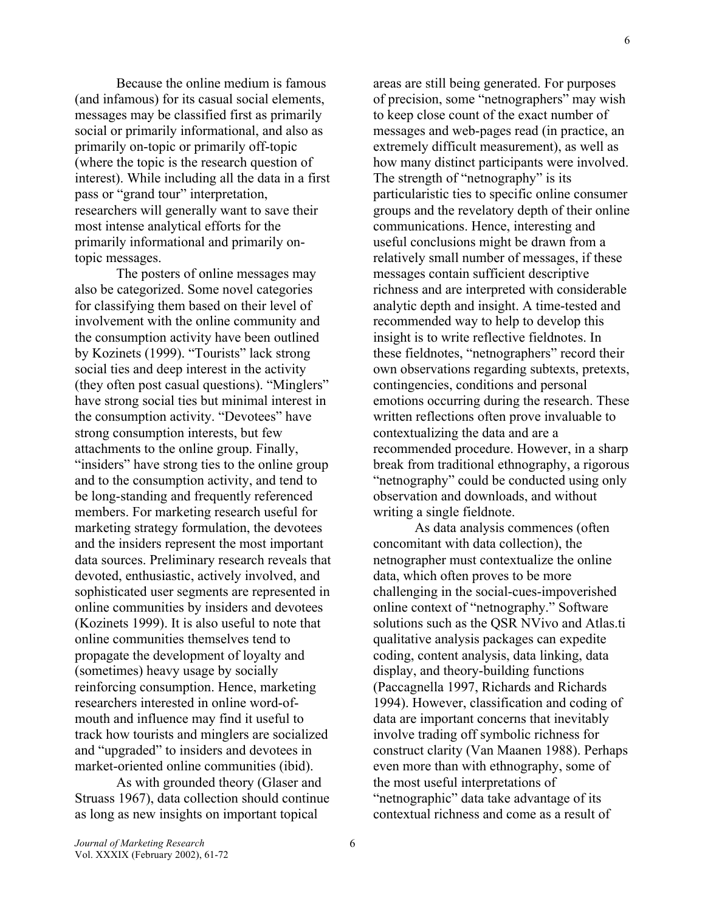Because the online medium is famous (and infamous) for its casual social elements, messages may be classified first as primarily social or primarily informational, and also as primarily on-topic or primarily off-topic (where the topic is the research question of interest). While including all the data in a first pass or "grand tour" interpretation, researchers will generally want to save their most intense analytical efforts for the primarily informational and primarily on-topic messages.

The posters of online messages may also be categorized. Some novel categories for classifying them based on their level of involvement with the online community and the consumption activity have been outlined by Kozinets (1999). "Tourists" lack strong social ties and deep interest in the activity (they often post casual questions). "Minglers" have strong social ties but minimal interest in the consumption activity. "Devotees" have strong consumption interests, but few attachments to the online group. Finally, "insiders" have strong ties to the online group and to the consumption activity, and tend to be long-standing and frequently referenced members. For marketing research useful for marketing strategy formulation, the devotees and the insiders represent the most important data sources. Preliminary research reveals that devoted, enthusiastic, actively involved, and sophisticated user segments are represented in online communities by insiders and devotees (Kozinets 1999). It is also useful to note that online communities themselves tend to propagate the development of loyalty and (sometimes) heavy usage by socially reinforcing consumption. Hence, marketing researchers interested in online word-of-mouth and influence may find it useful to track how tourists and minglers are socialized and "upgraded" to insiders and devotees in market-oriented online communities (ibid).

As with grounded theory (Glaser and Struass 1967), data collection should continue as long as new insights on important topical areas are still being generated. For purposes of precision, some "netnographers" may wish to keep close count of the exact number of messages and web-pages read (in practice, an extremely difficult measurement), as well as how many distinct participants were involved. The strength of "netnography" is its particularistic ties to specific online consumer groups and the revelatory depth of their online communications. Hence, interesting and useful conclusions might be drawn from a relatively small number of messages, if these messages contain sufficient descriptive richness and are interpreted with considerable analytic depth and insight. A time-tested and recommended way to help to develop this insight is to write reflective fieldnotes. In these fieldnotes, "netnographers" record their own observations regarding subtexts, pretexts, contingencies, conditions and personal emotions occurring during the research. These written reflections often prove invaluable to contextualizing the data and are a recommended procedure. However, in a sharp break from traditional ethnography, a rigorous "netnography" could be conducted using only observation and downloads, and without writing a single fieldnote.

As data analysis commences (often concomitant with data collection), the netnographer must contextualize the online data, which often proves to be more challenging in the social-cues-impoverished online context of "netnography." Software solutions such as the QSR NVivo and Atlas.ti qualitative analysis packages can expedite coding, content analysis, data linking, data display, and theory-building functions (Paccagnella 1997, Richards and Richards 1994). However, classification and coding of data are important concerns that inevitably involve trading off symbolic richness for construct clarity (Van Maanen 1988). Perhaps even more than with ethnography, some of the most useful interpretations of "netnographic" data take advantage of its contextual richness and come as a result of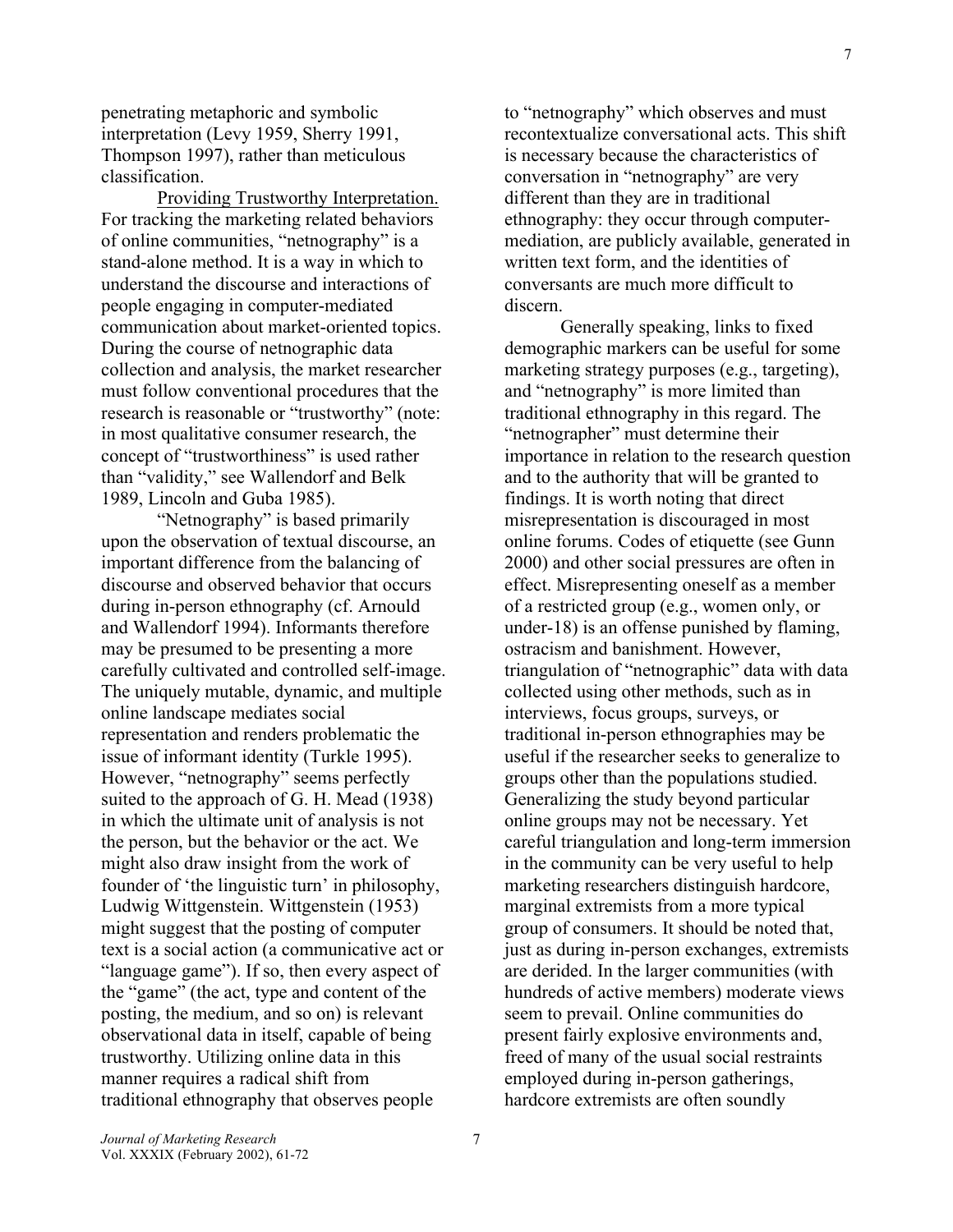penetrating metaphoric and symbolic interpretation (Levy 1959, Sherry 1991, Thompson 1997), rather than meticulous classification.

Providing Trustworthy Interpretation. For tracking the marketing related behaviors of online communities, "netnography" is a stand-alone method. It is a way in which to understand the discourse and interactions of people engaging in computer-mediated communication about market-oriented topics. During the course of netnographic data collection and analysis, the market researcher must follow conventional procedures that the research is reasonable or "trustworthy" (note: in most qualitative consumer research, the concept of "trustworthiness" is used rather than "validity," see Wallendorf and Belk 1989, Lincoln and Guba 1985).

"Netnography" is based primarily upon the observation of textual discourse, an important difference from the balancing of discourse and observed behavior that occurs during in-person ethnography (cf. Arnould and Wallendorf 1994). Informants therefore may be presumed to be presenting a more carefully cultivated and controlled self-image. The uniquely mutable, dynamic, and multiple online landscape mediates social representation and renders problematic the issue of informant identity (Turkle 1995). However, "netnography" seems perfectly suited to the approach of G. H. Mead (1938) in which the ultimate unit of analysis is not the person, but the behavior or the act. We might also draw insight from the work of founder of 'the linguistic turn' in philosophy, Ludwig Wittgenstein. Wittgenstein (1953) might suggest that the posting of computer text is a social action (a communicative act or "language game"). If so, then every aspect of the "game" (the act, type and content of the posting, the medium, and so on) is relevant observational data in itself, capable of being trustworthy. Utilizing online data in this manner requires a radical shift from traditional ethnography that observes people to "netnography" which observes and must recontextualize conversational acts. This shift is necessary because the characteristics of conversation in "netnography" are very different than they are in traditional ethnography: they occur through computer-mediation, are publicly available, generated in written text form, and the identities of conversants are much more difficult to discern.

Generally speaking, links to fixed demographic markers can be useful for some marketing strategy purposes (e.g., targeting), and "netnography" is more limited than traditional ethnography in this regard. The "netnographer" must determine their importance in relation to the research question and to the authority that will be granted to findings. It is worth noting that direct misrepresentation is discouraged in most online forums. Codes of etiquette (see Gunn 2000) and other social pressures are often in effect. Misrepresenting oneself as a member of a restricted group (e.g., women only, or under-18) is an offense punished by flaming, ostracism and banishment. However, triangulation of "netnographic" data with data collected using other methods, such as in interviews, focus groups, surveys, or traditional in-person ethnographies may be useful if the researcher seeks to generalize to groups other than the populations studied. Generalizing the study beyond particular online groups may not be necessary. Yet careful triangulation and long-term immersion in the community can be very useful to help marketing researchers distinguish hardcore, marginal extremists from a more typical group of consumers. It should be noted that, just as during in-person exchanges, extremists are derided. In the larger communities (with hundreds of active members) moderate views seem to prevail. Online communities do present fairly explosive environments and, freed of many of the usual social restraints employed during in-person gatherings, hardcore extremists are often soundly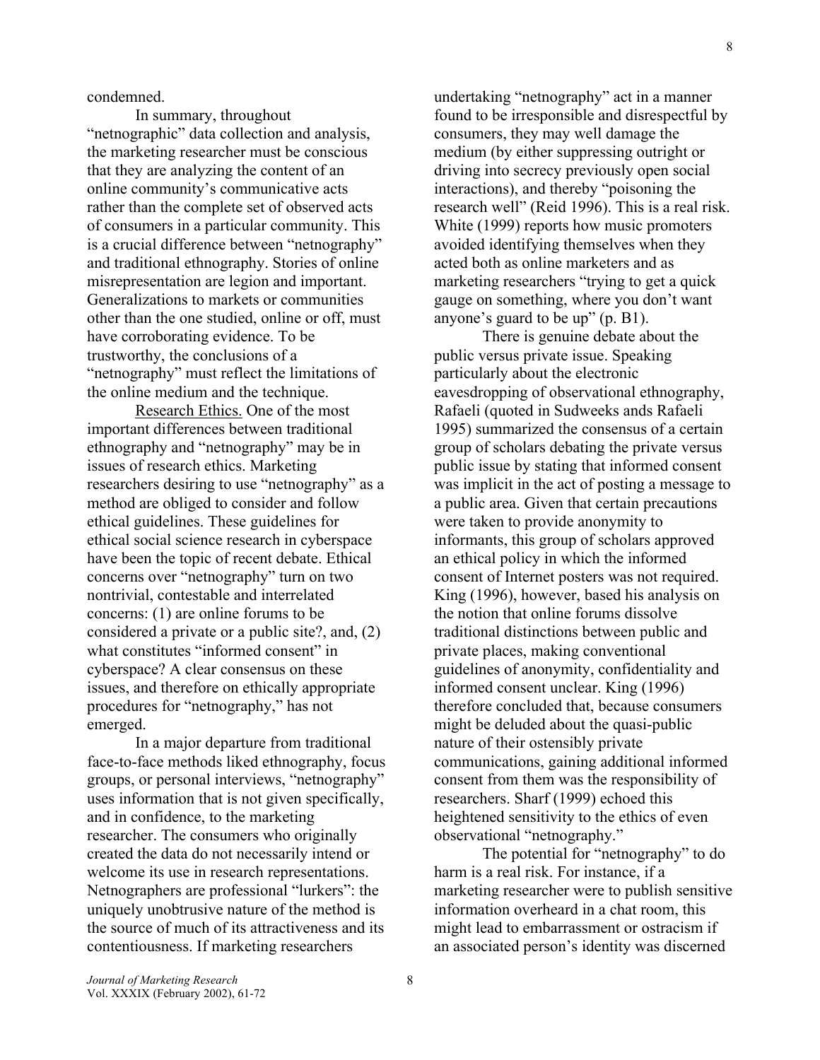condemned.

In summary, throughout "netnographic" data collection and analysis, the marketing researcher must be conscious that they are analyzing the content of an online community's communicative acts rather than the complete set of observed acts of consumers in a particular community. This is a crucial difference between "netnography" and traditional ethnography. Stories of online misrepresentation are legion and important. Generalizations to markets or communities other than the one studied, online or off, must have corroborating evidence. To be trustworthy, the conclusions of a "netnography" must reflect the limitations of the online medium and the technique.

Research Ethics. One of the most important differences between traditional ethnography and "netnography" may be in issues of research ethics. Marketing researchers desiring to use "netnography" as a method are obliged to consider and follow ethical guidelines. These guidelines for ethical social science research in cyberspace have been the topic of recent debate. Ethical concerns over "netnography" turn on two nontrivial, contestable and interrelated concerns: (1) are online forums to be considered a private or a public site?, and, (2) what constitutes "informed consent" in cyberspace? A clear consensus on these issues, and therefore on ethically appropriate procedures for "netnography," has not emerged.

In a major departure from traditional face-to-face methods liked ethnography, focus groups, or personal interviews, "netnography" uses information that is not given specifically, and in confidence, to the marketing researcher. The consumers who originally created the data do not necessarily intend or welcome its use in research representations. Netnographers are professional "lurkers": the uniquely unobtrusive nature of the method is the source of much of its attractiveness and its contentiousness. If marketing researchers undertaking "netnography" act in a manner found to be irresponsible and disrespectful by consumers, they may well damage the medium (by either suppressing outright or driving into secrecy previously open social interactions), and thereby "poisoning the research well" (Reid 1996). This is a real risk. White (1999) reports how music promoters avoided identifying themselves when they acted both as online marketers and as marketing researchers "trying to get a quick gauge on something, where you don't want anyone's guard to be up" (p. B1).

There is genuine debate about the public versus private issue. Speaking particularly about the electronic eavesdropping of observational ethnography, Rafaeli (quoted in Sudweeks ands Rafaeli 1995) summarized the consensus of a certain group of scholars debating the private versus public issue by stating that informed consent was implicit in the act of posting a message to a public area. Given that certain precautions were taken to provide anonymity to informants, this group of scholars approved an ethical policy in which the informed consent of Internet posters was not required. King (1996), however, based his analysis on the notion that online forums dissolve traditional distinctions between public and private places, making conventional guidelines of anonymity, confidentiality and informed consent unclear. King (1996) therefore concluded that, because consumers might be deluded about the quasi-public nature of their ostensibly private communications, gaining additional informed consent from them was the responsibility of researchers. Sharf (1999) echoed this heightened sensitivity to the ethics of even observational "netnography."

The potential for "netnography" to do harm is a real risk. For instance, if a marketing researcher were to publish sensitive information overheard in a chat room, this might lead to embarrassment or ostracism if an associated person's identity was discerned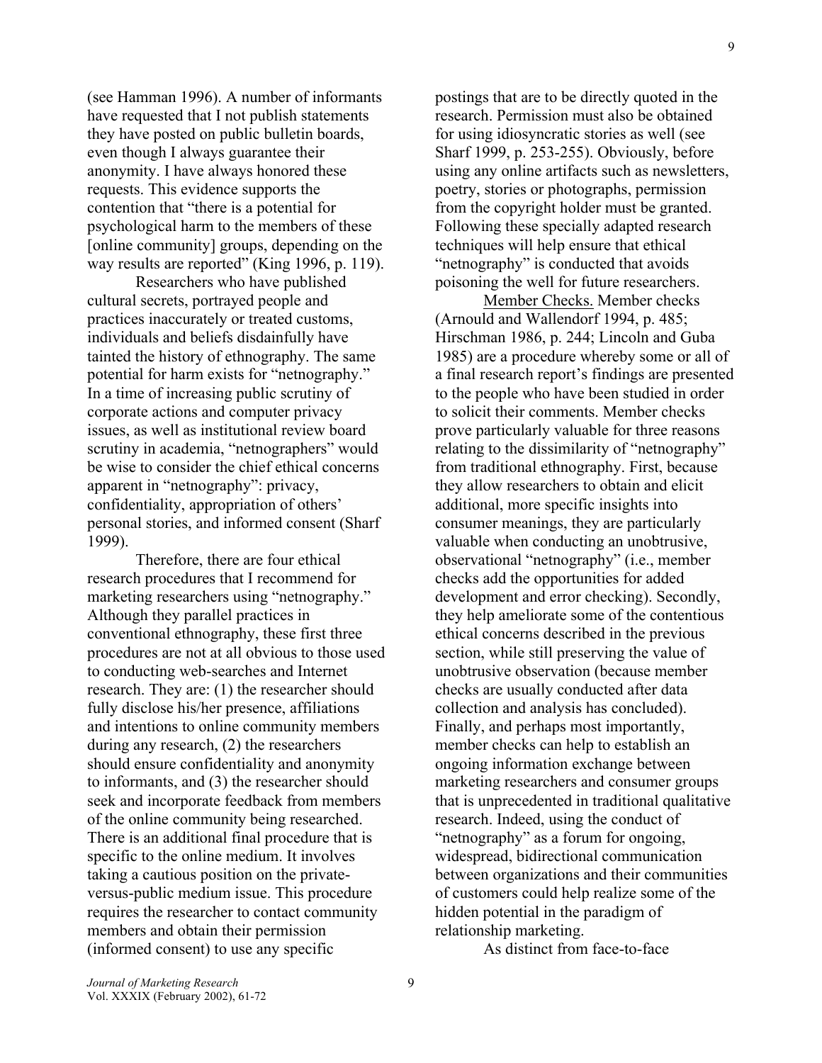(see Hamman 1996). A number of informants have requested that I not publish statements they have posted on public bulletin boards, even though I always guarantee their anonymity. I have always honored these requests. This evidence supports the contention that "there is a potential for psychological harm to the members of these [online community] groups, depending on the way results are reported" (King 1996, p. 119).

Researchers who have published cultural secrets, portrayed people and practices inaccurately or treated customs, individuals and beliefs disdainfully have tainted the history of ethnography. The same potential for harm exists for "netnography." In a time of increasing public scrutiny of corporate actions and computer privacy issues, as well as institutional review board scrutiny in academia, "netnographers" would be wise to consider the chief ethical concerns apparent in "netnography": privacy, confidentiality, appropriation of others' personal stories, and informed consent (Sharf 1999).

Therefore, there are four ethical research procedures that I recommend for marketing researchers using "netnography." Although they parallel practices in conventional ethnography, these first three procedures are not at all obvious to those used to conducting web-searches and Internet research. They are: (1) the researcher should fully disclose his/her presence, affiliations and intentions to online community members during any research, (2) the researchers should ensure confidentiality and anonymity to informants, and (3) the researcher should seek and incorporate feedback from members of the online community being researched. There is an additional final procedure that is specific to the online medium. It involves taking a cautious position on the private-versus-public medium issue. This procedure requires the researcher to contact community members and obtain their permission (informed consent) to use any specific postings that are to be directly quoted in the research. Permission must also be obtained for using idiosyncratic stories as well (see Sharf 1999, p. 253-255). Obviously, before using any online artifacts such as newsletters, poetry, stories or photographs, permission from the copyright holder must be granted. Following these specially adapted research techniques will help ensure that ethical "netnography" is conducted that avoids poisoning the well for future researchers.

Member Checks. Member checks (Arnould and Wallendorf 1994, p. 485; Hirschman 1986, p. 244; Lincoln and Guba 1985) are a procedure whereby some or all of a final research report's findings are presented to the people who have been studied in order to solicit their comments. Member checks prove particularly valuable for three reasons relating to the dissimilarity of "netnography" from traditional ethnography. First, because they allow researchers to obtain and elicit additional, more specific insights into consumer meanings, they are particularly valuable when conducting an unobtrusive, observational "netnography" (i.e., member checks add the opportunities for added development and error checking). Secondly, they help ameliorate some of the contentious ethical concerns described in the previous section, while still preserving the value of unobtrusive observation (because member checks are usually conducted after data collection and analysis has concluded). Finally, and perhaps most importantly, member checks can help to establish an ongoing information exchange between marketing researchers and consumer groups that is unprecedented in traditional qualitative research. Indeed, using the conduct of "netnography" as a forum for ongoing, widespread, bidirectional communication between organizations and their communities of customers could help realize some of the hidden potential in the paradigm of relationship marketing.

As distinct from face-to-face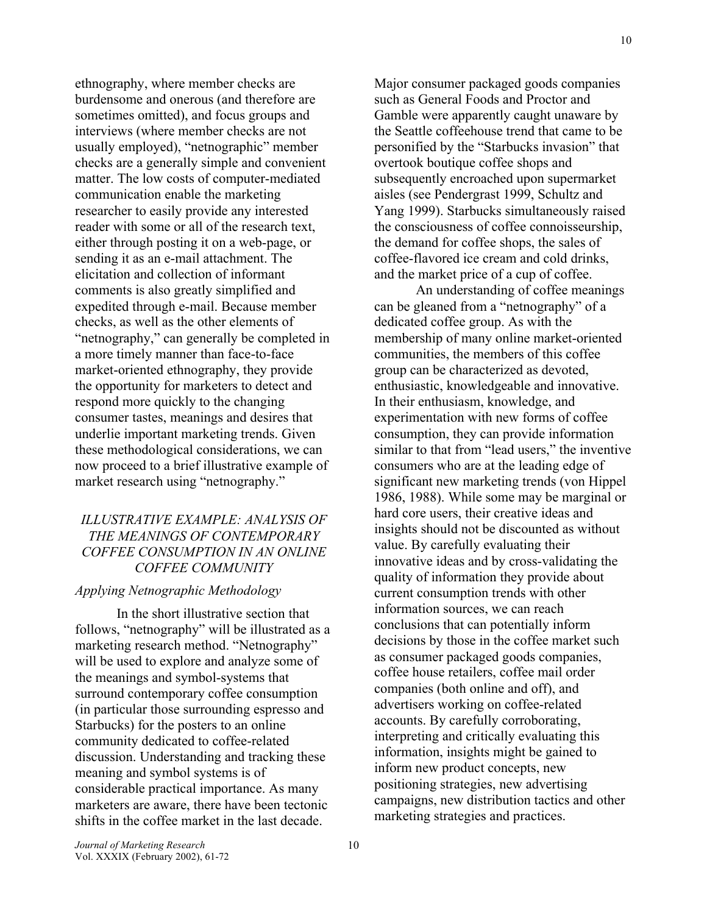ethnography, where member checks are burdensome and onerous (and therefore are sometimes omitted), and focus groups and interviews (where member checks are not usually employed), "netnographic" member checks are a generally simple and convenient matter. The low costs of computer-mediated communication enable the marketing researcher to easily provide any interested reader with some or all of the research text, either through posting it on a web-page, or sending it as an e-mail attachment. The elicitation and collection of informant comments is also greatly simplified and expedited through e-mail. Because member checks, as well as the other elements of "netnography," can generally be completed in a more timely manner than face-to-face market-oriented ethnography, they provide the opportunity for marketers to detect and respond more quickly to the changing consumer tastes, meanings and desires that underlie important marketing trends. Given these methodological considerations, we can now proceed to a brief illustrative example of market research using "netnography."

## *ILLUSTRATIVE EXAMPLE: ANALYSIS OF THE MEANINGS OF CONTEMPORARY COFFEE CONSUMPTION IN AN ONLINE COFFEE COMMUNITY*

### *Applying Netnographic Methodology*

In the short illustrative section that follows, "netnography" will be illustrated as a marketing research method. "Netnography" will be used to explore and analyze some of the meanings and symbol-systems that surround contemporary coffee consumption (in particular those surrounding espresso and Starbucks) for the posters to an online community dedicated to coffee-related discussion. Understanding and tracking these meaning and symbol systems is of considerable practical importance. As many marketers are aware, there have been tectonic shifts in the coffee market in the last decade. Major consumer packaged goods companies such as General Foods and Proctor and Gamble were apparently caught unaware by the Seattle coffeehouse trend that came to be personified by the "Starbucks invasion" that overtook boutique coffee shops and subsequently encroached upon supermarket aisles (see Pendergrast 1999, Schultz and Yang 1999). Starbucks simultaneously raised the consciousness of coffee connoisseurship, the demand for coffee shops, the sales of coffee-flavored ice cream and cold drinks, and the market price of a cup of coffee.

An understanding of coffee meanings can be gleaned from a "netnography" of a dedicated coffee group. As with the membership of many online market-oriented communities, the members of this coffee group can be characterized as devoted, enthusiastic, knowledgeable and innovative. In their enthusiasm, knowledge, and experimentation with new forms of coffee consumption, they can provide information similar to that from "lead users," the inventive consumers who are at the leading edge of significant new marketing trends (von Hippel 1986, 1988). While some may be marginal or hard core users, their creative ideas and insights should not be discounted as without value. By carefully evaluating their innovative ideas and by cross-validating the quality of information they provide about current consumption trends with other information sources, we can reach conclusions that can potentially inform decisions by those in the coffee market such as consumer packaged goods companies, coffee house retailers, coffee mail order companies (both online and off), and advertisers working on coffee-related accounts. By carefully corroborating, interpreting and critically evaluating this information, insights might be gained to inform new product concepts, new positioning strategies, new advertising campaigns, new distribution tactics and other marketing strategies and practices.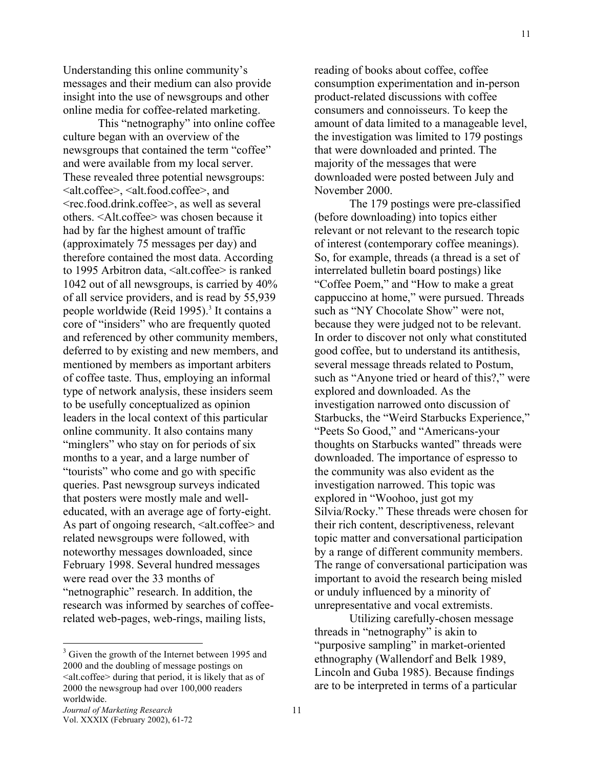Understanding this online community's messages and their medium can also provide insight into the use of newsgroups and other online media for coffee-related marketing.

This "netnography" into online coffee culture began with an overview of the newsgroups that contained the term "coffee" and were available from my local server. These revealed three potential newsgroups: <alt.coffee>, <alt.food.coffee>, and <rec.food.drink.coffee>, as well as several others. <Alt.coffee> was chosen because it had by far the highest amount of traffic (approximately 75 messages per day) and therefore contained the most data. According to 1995 Arbitron data, <alt.coffee> is ranked 1042 out of all newsgroups, is carried by 40% of all service providers, and is read by 55,939 people worldwide (Reid 1995).[3] It contains a core of "insiders" who are frequently quoted and referenced by other community members, deferred to by existing and new members, and mentioned by members as important arbiters of coffee taste. Thus, employing an informal type of network analysis, these insiders seem to be usefully conceptualized as opinion leaders in the local context of this particular online community. It also contains many "minglers" who stay on for periods of six months to a year, and a large number of "tourists" who come and go with specific queries. Past newsgroup surveys indicated that posters were mostly male and well-educated, with an average age of forty-eight. As part of ongoing research, <alt.coffee> and related newsgroups were followed, with noteworthy messages downloaded, since February 1998. Several hundred messages were read over the 33 months of "netnographic" research. In addition, the research was informed by searches of coffee-related web-pages, web-rings, mailing lists, reading of books about coffee, coffee consumption experimentation and in-person product-related discussions with coffee consumers and connoisseurs. To keep the amount of data limited to a manageable level, the investigation was limited to 179 postings that were downloaded and printed. The majority of the messages that were downloaded were posted between July and November 2000.

The 179 postings were pre-classified (before downloading) into topics either relevant or not relevant to the research topic of interest (contemporary coffee meanings). So, for example, threads (a thread is a set of interrelated bulletin board postings) like "Coffee Poem," and "How to make a great cappuccino at home," were pursued. Threads such as "NY Chocolate Show" were not, because they were judged not to be relevant. In order to discover not only what constituted good coffee, but to understand its antithesis, several message threads related to Postum, such as "Anyone tried or heard of this?," were explored and downloaded. As the investigation narrowed onto discussion of Starbucks, the "Weird Starbucks Experience," "Peets So Good," and "Americans-your thoughts on Starbucks wanted" threads were downloaded. The importance of espresso to the community was also evident as the investigation narrowed. This topic was explored in "Woohoo, just got my Silvia/Rocky." These threads were chosen for their rich content, descriptiveness, relevant topic matter and conversational participation by a range of different community members. The range of conversational participation was important to avoid the research being misled or unduly influenced by a minority of unrepresentative and vocal extremists.

Utilizing carefully-chosen message threads in "netnography" is akin to "purposive sampling" in market-oriented ethnography (Wallendorf and Belk 1989, Lincoln and Guba 1985). Because findings are to be interpreted in terms of a particular

[3] Given the growth of the Internet between 1995 and 2000 and the doubling of message postings on <alt.coffee> during that period, it is likely that as of 2000 the newsgroup had over 100,000 readers worldwide.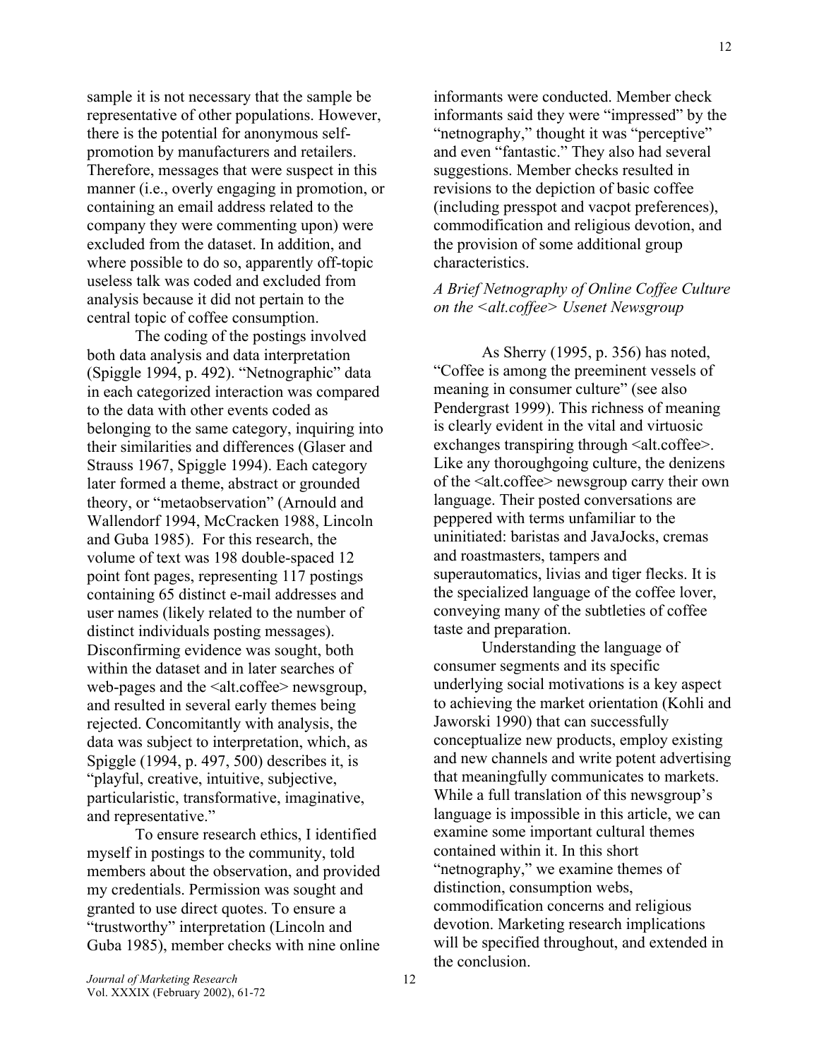sample it is not necessary that the sample be representative of other populations. However, there is the potential for anonymous self-promotion by manufacturers and retailers. Therefore, messages that were suspect in this manner (i.e., overly engaging in promotion, or containing an email address related to the company they were commenting upon) were excluded from the dataset. In addition, and where possible to do so, apparently off-topic useless talk was coded and excluded from analysis because it did not pertain to the central topic of coffee consumption.

The coding of the postings involved both data analysis and data interpretation (Spiggle 1994, p. 492). "Netnographic" data in each categorized interaction was compared to the data with other events coded as belonging to the same category, inquiring into their similarities and differences (Glaser and Strauss 1967, Spiggle 1994). Each category later formed a theme, abstract or grounded theory, or "metaobservation" (Arnould and Wallendorf 1994, McCracken 1988, Lincoln and Guba 1985). For this research, the volume of text was 198 double-spaced 12 point font pages, representing 117 postings containing 65 distinct e-mail addresses and user names (likely related to the number of distinct individuals posting messages). Disconfirming evidence was sought, both within the dataset and in later searches of web-pages and the <alt.coffee> newsgroup, and resulted in several early themes being rejected. Concomitantly with analysis, the data was subject to interpretation, which, as Spiggle (1994, p. 497, 500) describes it, is "playful, creative, intuitive, subjective, particularistic, transformative, imaginative, and representative."

To ensure research ethics, I identified myself in postings to the community, told members about the observation, and provided my credentials. Permission was sought and granted to use direct quotes. To ensure a "trustworthy" interpretation (Lincoln and Guba 1985), member checks with nine online informants were conducted. Member check informants said they were "impressed" by the "netnography," thought it was "perceptive" and even "fantastic." They also had several suggestions. Member checks resulted in revisions to the depiction of basic coffee (including presspot and vacpot preferences), commodification and religious devotion, and the provision of some additional group characteristics.

*A Brief Netnography of Online Coffee Culture on the <alt.coffee> Usenet Newsgroup*

As Sherry (1995, p. 356) has noted, "Coffee is among the preeminent vessels of meaning in consumer culture" (see also Pendergrast 1999). This richness of meaning is clearly evident in the vital and virtuosic exchanges transpiring through <alt.coffee>. Like any thoroughgoing culture, the denizens of the <alt.coffee> newsgroup carry their own language. Their posted conversations are peppered with terms unfamiliar to the uninitiated: baristas and JavaJocks, cremas and roastmasters, tampers and superautomatics, livias and tiger flecks. It is the specialized language of the coffee lover, conveying many of the subtleties of coffee taste and preparation.

Understanding the language of consumer segments and its specific underlying social motivations is a key aspect to achieving the market orientation (Kohli and Jaworski 1990) that can successfully conceptualize new products, employ existing and new channels and write potent advertising that meaningfully communicates to markets. While a full translation of this newsgroup's language is impossible in this article, we can examine some important cultural themes contained within it. In this short "netnography," we examine themes of distinction, consumption webs, commodification concerns and religious devotion. Marketing research implications will be specified throughout, and extended in the conclusion.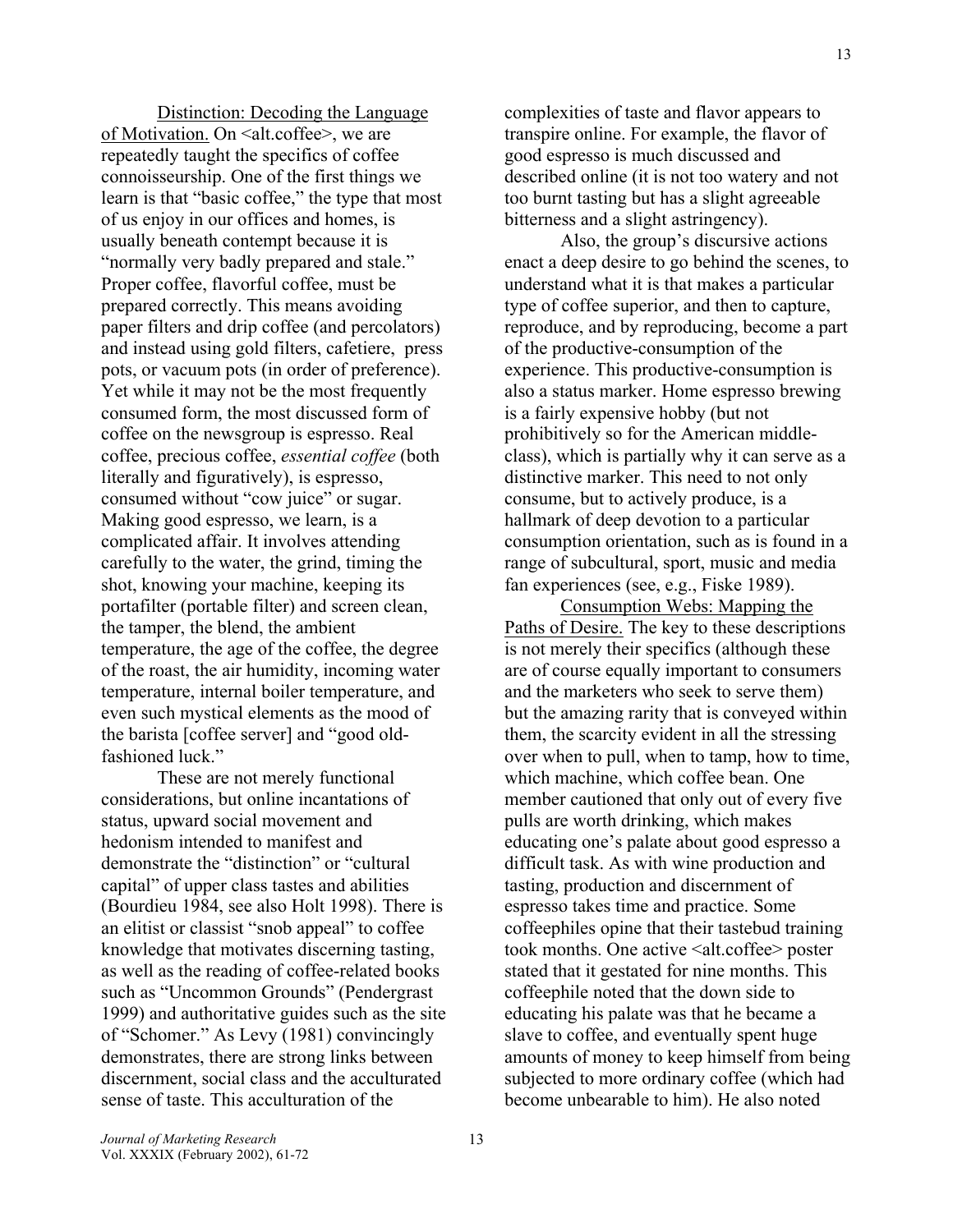Distinction: Decoding the Language of Motivation. On <alt.coffee>, we are repeatedly taught the specifics of coffee connoisseurship. One of the first things we learn is that "basic coffee," the type that most of us enjoy in our offices and homes, is usually beneath contempt because it is "normally very badly prepared and stale." Proper coffee, flavorful coffee, must be prepared correctly. This means avoiding paper filters and drip coffee (and percolators) and instead using gold filters, cafetiere, press pots, or vacuum pots (in order of preference). Yet while it may not be the most frequently consumed form, the most discussed form of coffee on the newsgroup is espresso. Real coffee, precious coffee, *essential coffee* (both literally and figuratively), is espresso, consumed without "cow juice" or sugar. Making good espresso, we learn, is a complicated affair. It involves attending carefully to the water, the grind, timing the shot, knowing your machine, keeping its portafilter (portable filter) and screen clean, the tamper, the blend, the ambient temperature, the age of the coffee, the degree of the roast, the air humidity, incoming water temperature, internal boiler temperature, and even such mystical elements as the mood of the barista [coffee server] and "good old-fashioned luck."

These are not merely functional considerations, but online incantations of status, upward social movement and hedonism intended to manifest and demonstrate the "distinction" or "cultural capital" of upper class tastes and abilities (Bourdieu 1984, see also Holt 1998). There is an elitist or classist "snob appeal" to coffee knowledge that motivates discerning tasting, as well as the reading of coffee-related books such as "Uncommon Grounds" (Pendergrast 1999) and authoritative guides such as the site of "Schomer." As Levy (1981) convincingly demonstrates, there are strong links between discernment, social class and the acculturated sense of taste. This acculturation of the complexities of taste and flavor appears to transpire online. For example, the flavor of good espresso is much discussed and described online (it is not too watery and not too burnt tasting but has a slight agreeable bitterness and a slight astringency).

Also, the group's discursive actions enact a deep desire to go behind the scenes, to understand what it is that makes a particular type of coffee superior, and then to capture, reproduce, and by reproducing, become a part of the productive-consumption of the experience. This productive-consumption is also a status marker. Home espresso brewing is a fairly expensive hobby (but not prohibitively so for the American middle-class), which is partially why it can serve as a distinctive marker. This need to not only consume, but to actively produce, is a hallmark of deep devotion to a particular consumption orientation, such as is found in a range of subcultural, sport, music and media fan experiences (see, e.g., Fiske 1989).

Consumption Webs: Mapping the Paths of Desire. The key to these descriptions is not merely their specifics (although these are of course equally important to consumers and the marketers who seek to serve them) but the amazing rarity that is conveyed within them, the scarcity evident in all the stressing over when to pull, when to tamp, how to time, which machine, which coffee bean. One member cautioned that only out of every five pulls are worth drinking, which makes educating one's palate about good espresso a difficult task. As with wine production and tasting, production and discernment of espresso takes time and practice. Some coffeephiles opine that their tastebud training took months. One active <alt.coffee> poster stated that it gestated for nine months. This coffeephile noted that the down side to educating his palate was that he became a slave to coffee, and eventually spent huge amounts of money to keep himself from being subjected to more ordinary coffee (which had become unbearable to him). He also noted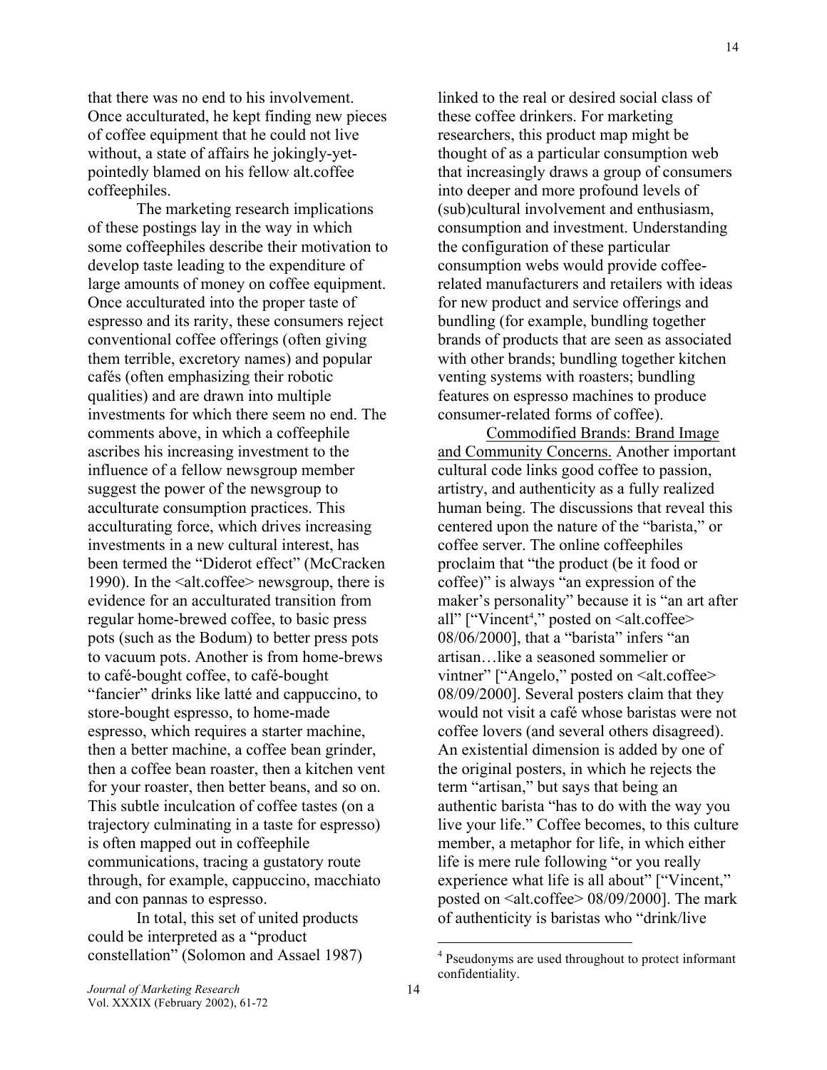that there was no end to his involvement. Once acculturated, he kept finding new pieces of coffee equipment that he could not live without, a state of affairs he jokingly-yet-pointedly blamed on his fellow alt.coffee coffeephiles.

The marketing research implications of these postings lay in the way in which some coffeephiles describe their motivation to develop taste leading to the expenditure of large amounts of money on coffee equipment. Once acculturated into the proper taste of espresso and its rarity, these consumers reject conventional coffee offerings (often giving them terrible, excretory names) and popular cafés (often emphasizing their robotic qualities) and are drawn into multiple investments for which there seem no end. The comments above, in which a coffeephile ascribes his increasing investment to the influence of a fellow newsgroup member suggest the power of the newsgroup to acculturate consumption practices. This acculturating force, which drives increasing investments in a new cultural interest, has been termed the "Diderot effect" (McCracken 1990). In the <alt.coffee> newsgroup, there is evidence for an acculturated transition from regular home-brewed coffee, to basic press pots (such as the Bodum) to better press pots to vacuum pots. Another is from home-brews to café-bought coffee, to café-bought "fancier" drinks like latté and cappuccino, to store-bought espresso, to home-made espresso, which requires a starter machine, then a better machine, a coffee bean grinder, then a coffee bean roaster, then a kitchen vent for your roaster, then better beans, and so on. This subtle inculcation of coffee tastes (on a trajectory culminating in a taste for espresso) is often mapped out in coffeephile communications, tracing a gustatory route through, for example, cappuccino, macchiato and con pannas to espresso.

In total, this set of united products could be interpreted as a "product constellation" (Solomon and Assael 1987) linked to the real or desired social class of these coffee drinkers. For marketing researchers, this product map might be thought of as a particular consumption web that increasingly draws a group of consumers into deeper and more profound levels of (sub)cultural involvement and enthusiasm, consumption and investment. Understanding the configuration of these particular consumption webs would provide coffee-related manufacturers and retailers with ideas for new product and service offerings and bundling (for example, bundling together brands of products that are seen as associated with other brands; bundling together kitchen venting systems with roasters; bundling features on espresso machines to produce consumer-related forms of coffee).

Commodified Brands: Brand Image and Community Concerns. Another important cultural code links good coffee to passion, artistry, and authenticity as a fully realized human being. The discussions that reveal this centered upon the nature of the "barista," or coffee server. The online coffeephiles proclaim that "the product (be it food or coffee)" is always "an expression of the maker's personality" because it is "an art after all" ["Vincent[4]," posted on <alt.coffee> 08/06/2000], that a "barista" infers "an artisan…like a seasoned sommelier or vintner" ["Angelo," posted on <alt.coffee> 08/09/2000]. Several posters claim that they would not visit a café whose baristas were not coffee lovers (and several others disagreed). An existential dimension is added by one of the original posters, in which he rejects the term "artisan," but says that being an authentic barista "has to do with the way you live your life." Coffee becomes, to this culture member, a metaphor for life, in which either life is mere rule following "or you really experience what life is all about" ["Vincent," posted on <alt.coffee> 08/09/2000]. The mark of authenticity is baristas who "drink/live

[4] Pseudonyms are used throughout to protect informant confidentiality.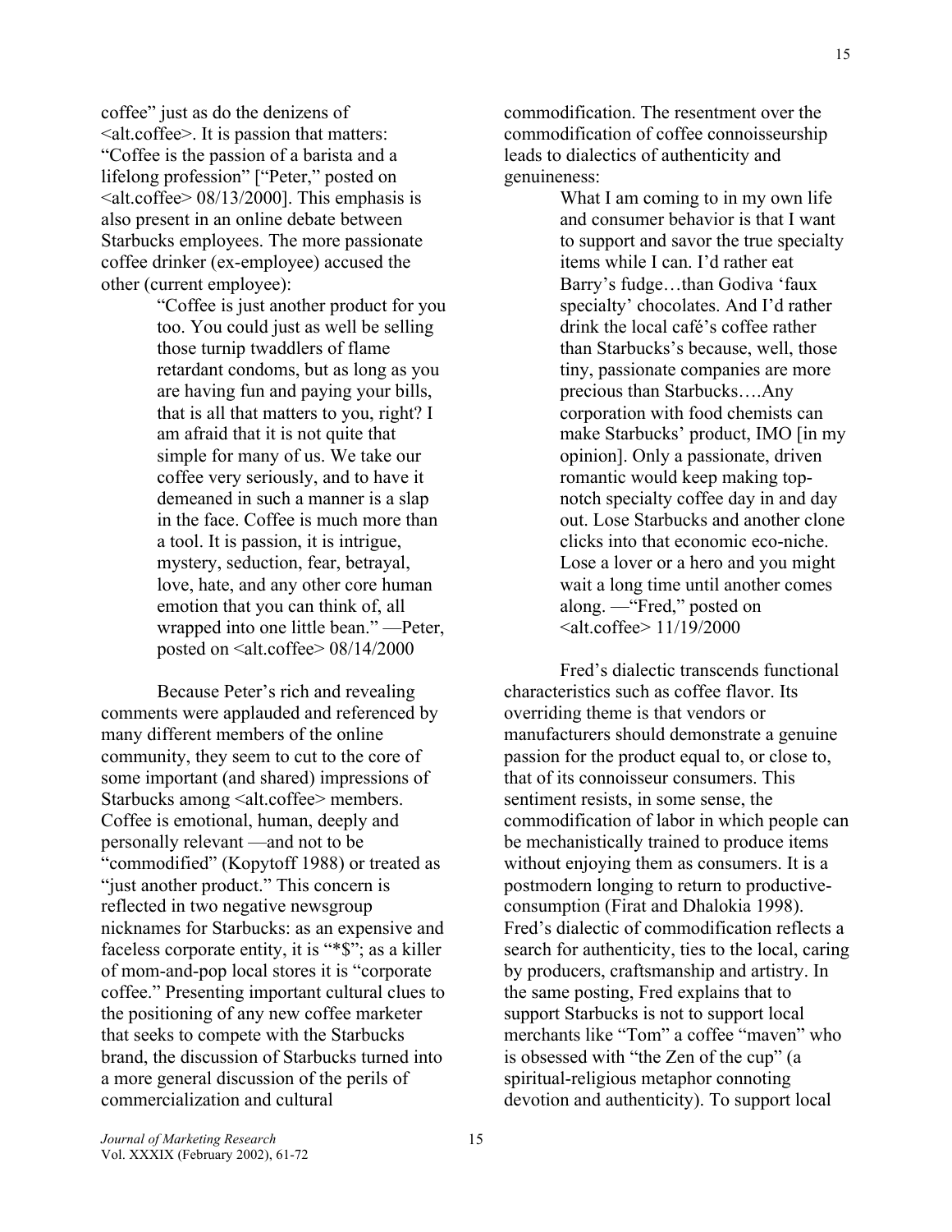coffee" just as do the denizens of <alt.coffee>. It is passion that matters: "Coffee is the passion of a barista and a lifelong profession" ["Peter," posted on <alt.coffee> 08/13/2000]. This emphasis is also present in an online debate between Starbucks employees. The more passionate coffee drinker (ex-employee) accused the other (current employee):

> "Coffee is just another product for you too. You could just as well be selling those turnip twaddlers of flame retardant condoms, but as long as you are having fun and paying your bills, that is all that matters to you, right? I am afraid that it is not quite that simple for many of us. We take our coffee very seriously, and to have it demeaned in such a manner is a slap in the face. Coffee is much more than a tool. It is passion, it is intrigue, mystery, seduction, fear, betrayal, love, hate, and any other core human emotion that you can think of, all wrapped into one little bean." —Peter, posted on <alt.coffee> 08/14/2000

Because Peter's rich and revealing comments were applauded and referenced by many different members of the online community, they seem to cut to the core of some important (and shared) impressions of Starbucks among <alt.coffee> members. Coffee is emotional, human, deeply and personally relevant —and not to be "commodified" (Kopytoff 1988) or treated as "just another product." This concern is reflected in two negative newsgroup nicknames for Starbucks: as an expensive and faceless corporate entity, it is "*$"; as a killer of mom-and-pop local stores it is "corporate coffee." Presenting important cultural clues to the positioning of any new coffee marketer that seeks to compete with the Starbucks brand, the discussion of Starbucks turned into a more general discussion of the perils of commercialization and cultural commodification. The resentment over the commodification of coffee connoisseurship leads to dialectics of authenticity and genuineness:

> What I am coming to in my own life and consumer behavior is that I want to support and savor the true specialty items while I can. I'd rather eat Barry's fudge…than Godiva 'faux specialty' chocolates. And I'd rather drink the local café's coffee rather than Starbucks's because, well, those tiny, passionate companies are more precious than Starbucks….Any corporation with food chemists can make Starbucks' product, IMO [in my opinion]. Only a passionate, driven romantic would keep making top-notch specialty coffee day in and day out. Lose Starbucks and another clone clicks into that economic eco-niche. Lose a lover or a hero and you might wait a long time until another comes along. —"Fred," posted on <alt.coffee> 11/19/2000

Fred's dialectic transcends functional characteristics such as coffee flavor. Its overriding theme is that vendors or manufacturers should demonstrate a genuine passion for the product equal to, or close to, that of its connoisseur consumers. This sentiment resists, in some sense, the commodification of labor in which people can be mechanistically trained to produce items without enjoying them as consumers. It is a postmodern longing to return to productive-consumption (Firat and Dhalokia 1998). Fred's dialectic of commodification reflects a search for authenticity, ties to the local, caring by producers, craftsmanship and artistry. In the same posting, Fred explains that to support Starbucks is not to support local merchants like "Tom" a coffee "maven" who is obsessed with "the Zen of the cup" (a spiritual-religious metaphor connoting devotion and authenticity). To support local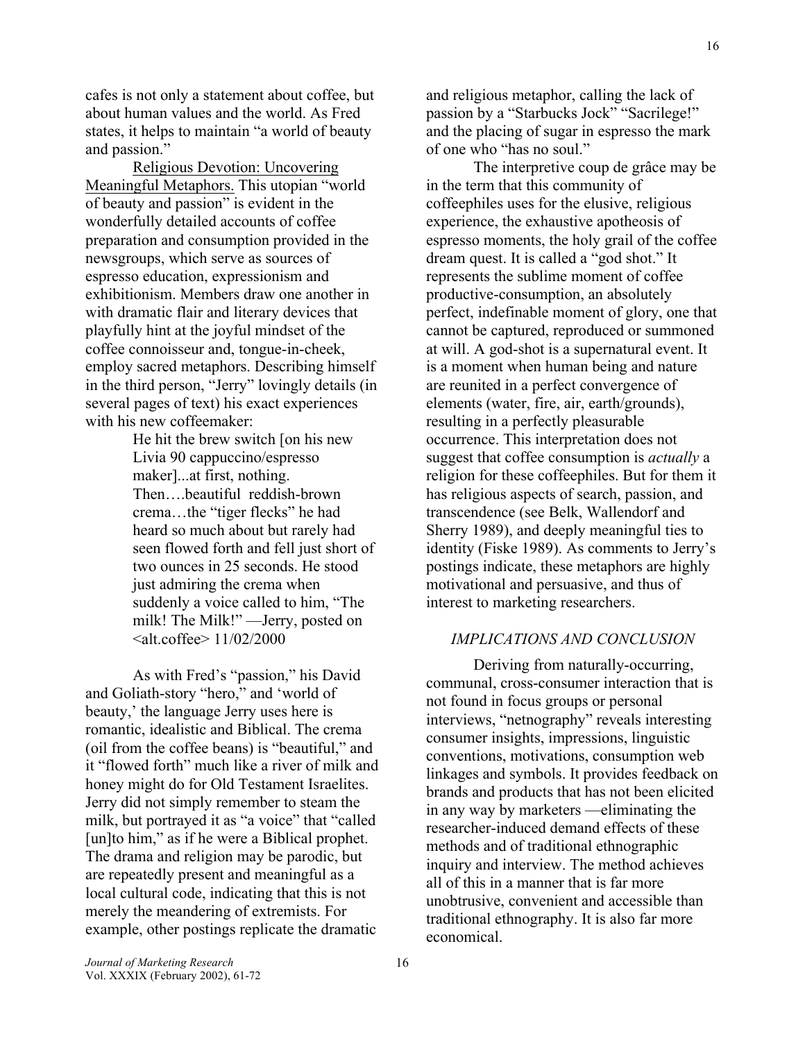cafes is not only a statement about coffee, but about human values and the world. As Fred states, it helps to maintain "a world of beauty and passion."

Religious Devotion: Uncovering Meaningful Metaphors. This utopian "world of beauty and passion" is evident in the wonderfully detailed accounts of coffee preparation and consumption provided in the newsgroups, which serve as sources of espresso education, expressionism and exhibitionism. Members draw one another in with dramatic flair and literary devices that playfully hint at the joyful mindset of the coffee connoisseur and, tongue-in-cheek, employ sacred metaphors. Describing himself in the third person, "Jerry" lovingly details (in several pages of text) his exact experiences with his new coffeemaker:

> He hit the brew switch [on his new Livia 90 cappuccino/espresso maker]...at first, nothing. Then….beautiful reddish-brown crema…the "tiger flecks" he had heard so much about but rarely had seen flowed forth and fell just short of two ounces in 25 seconds. He stood just admiring the crema when suddenly a voice called to him, "The milk! The Milk!" —Jerry, posted on <alt.coffee> 11/02/2000

As with Fred's "passion," his David and Goliath-story "hero," and 'world of beauty,' the language Jerry uses here is romantic, idealistic and Biblical. The crema (oil from the coffee beans) is "beautiful," and it "flowed forth" much like a river of milk and honey might do for Old Testament Israelites. Jerry did not simply remember to steam the milk, but portrayed it as "a voice" that "called [un]to him," as if he were a Biblical prophet. The drama and religion may be parodic, but are repeatedly present and meaningful as a local cultural code, indicating that this is not merely the meandering of extremists. For example, other postings replicate the dramatic and religious metaphor, calling the lack of passion by a "Starbucks Jock" "Sacrilege!" and the placing of sugar in espresso the mark of one who "has no soul."

The interpretive coup de grâce may be in the term that this community of coffeephiles uses for the elusive, religious experience, the exhaustive apotheosis of espresso moments, the holy grail of the coffee dream quest. It is called a "god shot." It represents the sublime moment of coffee productive-consumption, an absolutely perfect, indefinable moment of glory, one that cannot be captured, reproduced or summoned at will. A god-shot is a supernatural event. It is a moment when human being and nature are reunited in a perfect convergence of elements (water, fire, air, earth/grounds), resulting in a perfectly pleasurable occurrence. This interpretation does not suggest that coffee consumption is *actually* a religion for these coffeephiles. But for them it has religious aspects of search, passion, and transcendence (see Belk, Wallendorf and Sherry 1989), and deeply meaningful ties to identity (Fiske 1989). As comments to Jerry's postings indicate, these metaphors are highly motivational and persuasive, and thus of interest to marketing researchers.

## *IMPLICATIONS AND CONCLUSION*

Deriving from naturally-occurring, communal, cross-consumer interaction that is not found in focus groups or personal interviews, "netnography" reveals interesting consumer insights, impressions, linguistic conventions, motivations, consumption web linkages and symbols. It provides feedback on brands and products that has not been elicited in any way by marketers —eliminating the researcher-induced demand effects of these methods and of traditional ethnographic inquiry and interview. The method achieves all of this in a manner that is far more unobtrusive, convenient and accessible than traditional ethnography. It is also far more economical.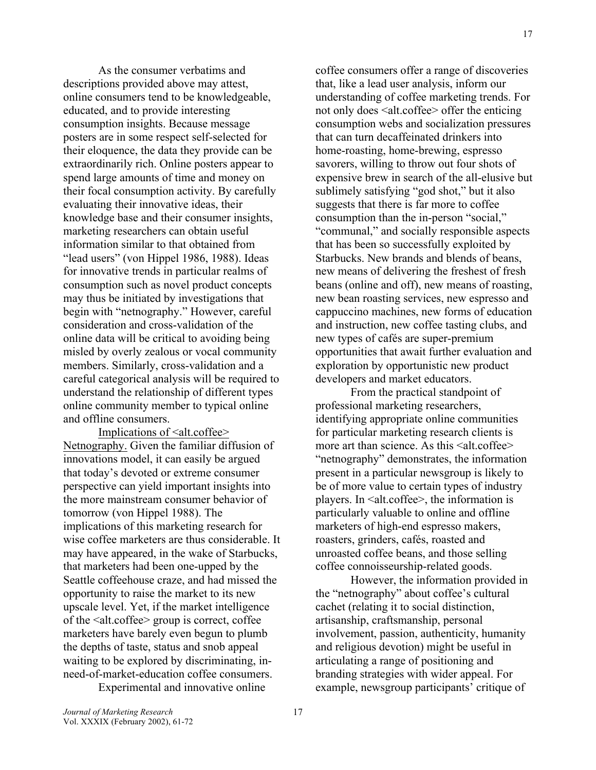As the consumer verbatims and descriptions provided above may attest, online consumers tend to be knowledgeable, educated, and to provide interesting consumption insights. Because message posters are in some respect self-selected for their eloquence, the data they provide can be extraordinarily rich. Online posters appear to spend large amounts of time and money on their focal consumption activity. By carefully evaluating their innovative ideas, their knowledge base and their consumer insights, marketing researchers can obtain useful information similar to that obtained from "lead users" (von Hippel 1986, 1988). Ideas for innovative trends in particular realms of consumption such as novel product concepts may thus be initiated by investigations that begin with "netnography." However, careful consideration and cross-validation of the online data will be critical to avoiding being misled by overly zealous or vocal community members. Similarly, cross-validation and a careful categorical analysis will be required to understand the relationship of different types online community member to typical online and offline consumers.

Implications of <alt.coffee> Netnography. Given the familiar diffusion of innovations model, it can easily be argued that today's devoted or extreme consumer perspective can yield important insights into the more mainstream consumer behavior of tomorrow (von Hippel 1988). The implications of this marketing research for wise coffee marketers are thus considerable. It may have appeared, in the wake of Starbucks, that marketers had been one-upped by the Seattle coffeehouse craze, and had missed the opportunity to raise the market to its new upscale level. Yet, if the market intelligence of the <alt.coffee> group is correct, coffee marketers have barely even begun to plumb the depths of taste, status and snob appeal waiting to be explored by discriminating, in-need-of-market-education coffee consumers.

Experimental and innovative online coffee consumers offer a range of discoveries that, like a lead user analysis, inform our understanding of coffee marketing trends. For not only does <alt.coffee> offer the enticing consumption webs and socialization pressures that can turn decaffeinated drinkers into home-roasting, home-brewing, espresso savorers, willing to throw out four shots of expensive brew in search of the all-elusive but sublimely satisfying "god shot," but it also suggests that there is far more to coffee consumption than the in-person "social," "communal," and socially responsible aspects that has been so successfully exploited by Starbucks. New brands and blends of beans, new means of delivering the freshest of fresh beans (online and off), new means of roasting, new bean roasting services, new espresso and cappuccino machines, new forms of education and instruction, new coffee tasting clubs, and new types of cafés are super-premium opportunities that await further evaluation and exploration by opportunistic new product developers and market educators.

From the practical standpoint of professional marketing researchers, identifying appropriate online communities for particular marketing research clients is more art than science. As this <alt.coffee> "netnography" demonstrates, the information present in a particular newsgroup is likely to be of more value to certain types of industry players. In <alt.coffee>, the information is particularly valuable to online and offline marketers of high-end espresso makers, roasters, grinders, cafés, roasted and unroasted coffee beans, and those selling coffee connoisseurship-related goods.

However, the information provided in the "netnography" about coffee's cultural cachet (relating it to social distinction, artisanship, craftsmanship, personal involvement, passion, authenticity, humanity and religious devotion) might be useful in articulating a range of positioning and branding strategies with wider appeal. For example, newsgroup participants' critique of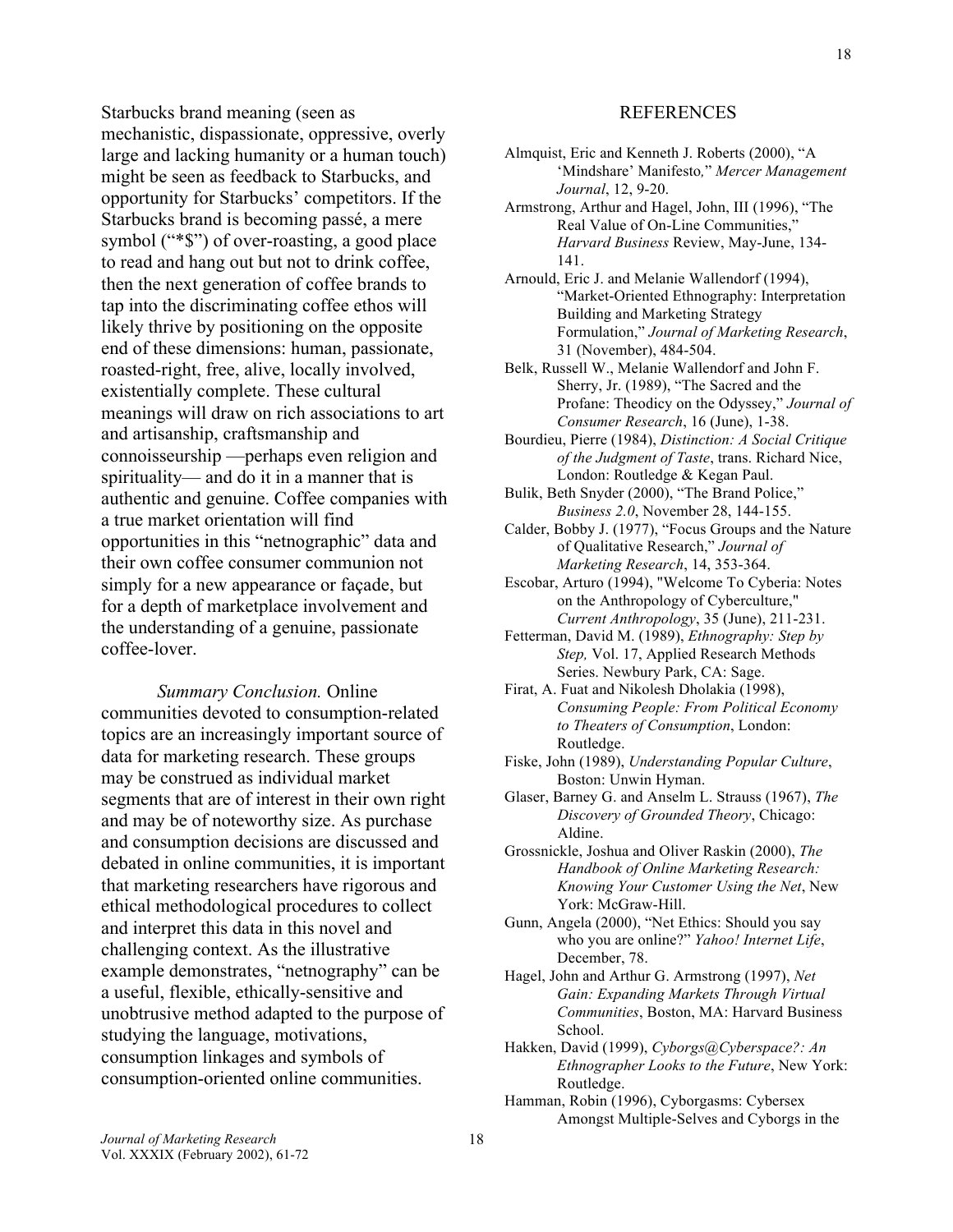Starbucks brand meaning (seen as mechanistic, dispassionate, oppressive, overly large and lacking humanity or a human touch) might be seen as feedback to Starbucks, and opportunity for Starbucks' competitors. If the Starbucks brand is becoming passé, a mere symbol ("*$") of over-roasting, a good place to read and hang out but not to drink coffee, then the next generation of coffee brands to tap into the discriminating coffee ethos will likely thrive by positioning on the opposite end of these dimensions: human, passionate, roasted-right, free, alive, locally involved, existentially complete. These cultural meanings will draw on rich associations to art and artisanship, craftsmanship and connoisseurship —perhaps even religion and spirituality— and do it in a manner that is authentic and genuine. Coffee companies with a true market orientation will find opportunities in this "netnographic" data and their own coffee consumer communion not simply for a new appearance or façade, but for a depth of marketplace involvement and the understanding of a genuine, passionate coffee-lover.

*Summary Conclusion.* Online communities devoted to consumption-related topics are an increasingly important source of data for marketing research. These groups may be construed as individual market segments that are of interest in their own right and may be of noteworthy size. As purchase and consumption decisions are discussed and debated in online communities, it is important that marketing researchers have rigorous and ethical methodological procedures to collect and interpret this data in this novel and challenging context. As the illustrative example demonstrates, "netnography" can be a useful, flexible, ethically-sensitive and unobtrusive method adapted to the purpose of studying the language, motivations, consumption linkages and symbols of consumption-oriented online communities.

## REFERENCES

Almquist, Eric and Kenneth J. Roberts (2000), "A 'Mindshare' Manifesto," *Mercer Management Journal*, 12, 9-20.

Armstrong, Arthur and Hagel, John, III (1996), "The Real Value of On-Line Communities," *Harvard Business* Review, May-June, 134-141.

Arnould, Eric J. and Melanie Wallendorf (1994), "Market-Oriented Ethnography: Interpretation Building and Marketing Strategy Formulation," *Journal of Marketing Research*, 31 (November), 484-504.

Belk, Russell W., Melanie Wallendorf and John F. Sherry, Jr. (1989), "The Sacred and the Profane: Theodicy on the Odyssey," *Journal of Consumer Research*, 16 (June), 1-38.

Bourdieu, Pierre (1984), *Distinction: A Social Critique of the Judgment of Taste*, trans. Richard Nice, London: Routledge & Kegan Paul.

Bulik, Beth Snyder (2000), "The Brand Police," *Business 2.0*, November 28, 144-155.

Calder, Bobby J. (1977), "Focus Groups and the Nature of Qualitative Research," *Journal of Marketing Research*, 14, 353-364.

Escobar, Arturo (1994), "Welcome To Cyberia: Notes on the Anthropology of Cyberculture," *Current Anthropology*, 35 (June), 211-231.

Fetterman, David M. (1989), *Ethnography: Step by Step,* Vol. 17, Applied Research Methods Series. Newbury Park, CA: Sage.

Firat, A. Fuat and Nikolesh Dholakia (1998), *Consuming People: From Political Economy to Theaters of Consumption*, London: Routledge.

Fiske, John (1989), *Understanding Popular Culture*, Boston: Unwin Hyman.

Glaser, Barney G. and Anselm L. Strauss (1967), *The Discovery of Grounded Theory*, Chicago: Aldine.

Grossnickle, Joshua and Oliver Raskin (2000), *The Handbook of Online Marketing Research: Knowing Your Customer Using the Net*, New York: McGraw-Hill.

Gunn, Angela (2000), "Net Ethics: Should you say who you are online?" *Yahoo! Internet Life*, December, 78.

Hagel, John and Arthur G. Armstrong (1997), *Net Gain: Expanding Markets Through Virtual Communities*, Boston, MA: Harvard Business School.

Hakken, David (1999), *Cyborgs@Cyberspace?: An Ethnographer Looks to the Future*, New York: Routledge.

Hamman, Robin (1996), Cyborgasms: Cybersex Amongst Multiple-Selves and Cyborgs in the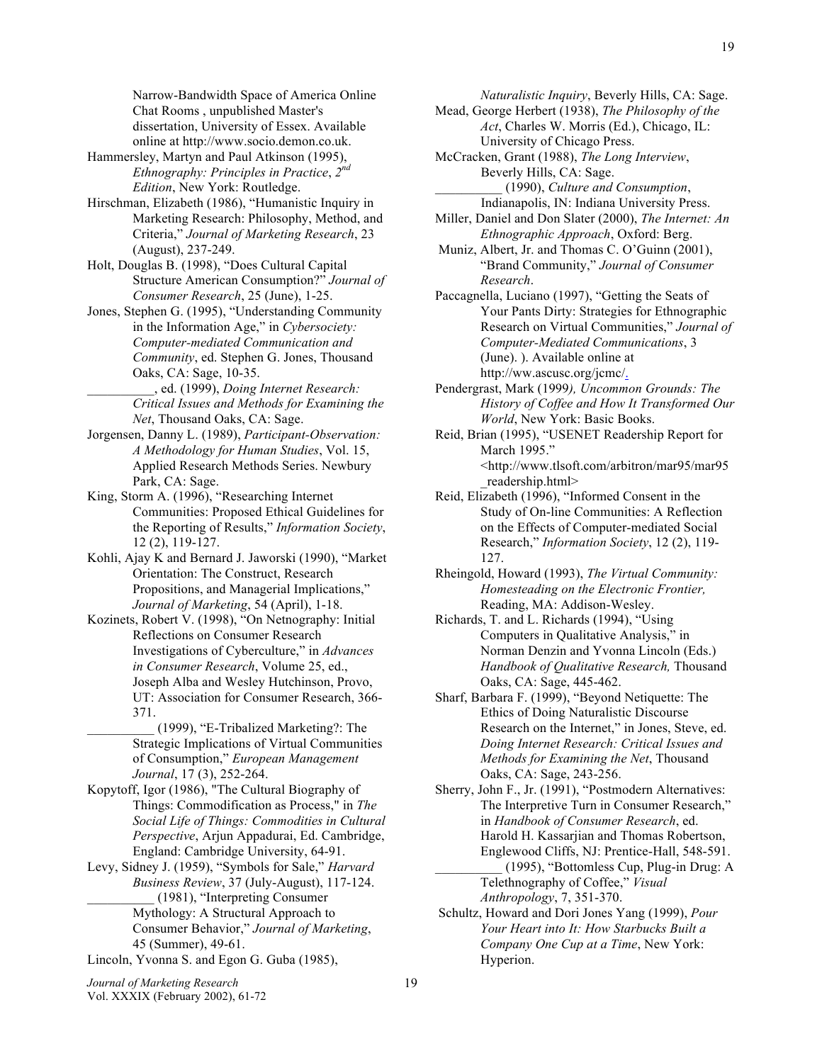Narrow-Bandwidth Space of America Online Chat Rooms , unpublished Master's dissertation, University of Essex. Available online at http://www.socio.demon.co.uk.

Hammersley, Martyn and Paul Atkinson (1995), *Ethnography: Principles in Practice*, *2nd Edition*, New York: Routledge.

Hirschman, Elizabeth (1986), "Humanistic Inquiry in Marketing Research: Philosophy, Method, and Criteria," *Journal of Marketing Research*, 23 (August), 237-249.

Holt, Douglas B. (1998), "Does Cultural Capital Structure American Consumption?" *Journal of Consumer Research*, 25 (June), 1-25.

Jones, Stephen G. (1995), "Understanding Community in the Information Age," in *Cybersociety: Computer-mediated Communication and Community*, ed. Stephen G. Jones, Thousand Oaks, CA: Sage, 10-35.

__________, ed. (1999), *Doing Internet Research: Critical Issues and Methods for Examining the Net*, Thousand Oaks, CA: Sage.

Jorgensen, Danny L. (1989), *Participant-Observation: A Methodology for Human Studies*, Vol. 15, Applied Research Methods Series. Newbury Park, CA: Sage.

King, Storm A. (1996), "Researching Internet Communities: Proposed Ethical Guidelines for the Reporting of Results," *Information Society*, 12 (2), 119-127.

Kohli, Ajay K and Bernard J. Jaworski (1990), "Market Orientation: The Construct, Research Propositions, and Managerial Implications," *Journal of Marketing*, 54 (April), 1-18.

Kozinets, Robert V. (1998), "On Netnography: Initial Reflections on Consumer Research Investigations of Cyberculture," in *Advances in Consumer Research*, Volume 25, ed., Joseph Alba and Wesley Hutchinson, Provo, UT: Association for Consumer Research, 366-371.

__________ (1999), "E-Tribalized Marketing?: The Strategic Implications of Virtual Communities of Consumption," *European Management Journal*, 17 (3), 252-264.

Kopytoff, Igor (1986), "The Cultural Biography of Things: Commodification as Process," in *The Social Life of Things: Commodities in Cultural Perspective*, Arjun Appadurai, Ed. Cambridge, England: Cambridge University, 64-91.

Levy, Sidney J. (1959), "Symbols for Sale," *Harvard Business Review*, 37 (July-August), 117-124.

__________ (1981), "Interpreting Consumer Mythology: A Structural Approach to Consumer Behavior," *Journal of Marketing*, 45 (Summer), 49-61.

Lincoln, Yvonna S. and Egon G. Guba (1985), *Naturalistic Inquiry*, Beverly Hills, CA: Sage.

Mead, George Herbert (1938), *The Philosophy of the Act*, Charles W. Morris (Ed.), Chicago, IL: University of Chicago Press.

McCracken, Grant (1988), *The Long Interview*, Beverly Hills, CA: Sage.

__________ (1990), *Culture and Consumption*, Indianapolis, IN: Indiana University Press.

Miller, Daniel and Don Slater (2000), *The Internet: An Ethnographic Approach*, Oxford: Berg.

Muniz, Albert, Jr. and Thomas C. O'Guinn (2001), "Brand Community," *Journal of Consumer Research*.

Paccagnella, Luciano (1997), "Getting the Seats of Your Pants Dirty: Strategies for Ethnographic Research on Virtual Communities," *Journal of Computer-Mediated Communications*, 3 (June). ). Available online at http://ww.ascusc.org/jcmc/.

Pendergrast, Mark (1999*), Uncommon Grounds: The History of Coffee and How It Transformed Our World*, New York: Basic Books.

Reid, Brian (1995), "USENET Readership Report for March 1995." <http://www.tlsoft.com/arbitron/mar95/mar95_readership.html>

Reid, Elizabeth (1996), "Informed Consent in the Study of On-line Communities: A Reflection on the Effects of Computer-mediated Social Research," *Information Society*, 12 (2), 119-127.

Rheingold, Howard (1993), *The Virtual Community: Homesteading on the Electronic Frontier,* Reading, MA: Addison-Wesley.

Richards, T. and L. Richards (1994), "Using Computers in Qualitative Analysis," in Norman Denzin and Yvonna Lincoln (Eds.) *Handbook of Qualitative Research,* Thousand Oaks, CA: Sage, 445-462.

Sharf, Barbara F. (1999), "Beyond Netiquette: The Ethics of Doing Naturalistic Discourse Research on the Internet," in Jones, Steve, ed. *Doing Internet Research: Critical Issues and Methods for Examining the Net*, Thousand Oaks, CA: Sage, 243-256.

Sherry, John F., Jr. (1991), "Postmodern Alternatives: The Interpretive Turn in Consumer Research," in *Handbook of Consumer Research*, ed. Harold H. Kassarjian and Thomas Robertson, Englewood Cliffs, NJ: Prentice-Hall, 548-591.

__________ (1995), "Bottomless Cup, Plug-in Drug: A Telethnography of Coffee," *Visual Anthropology*, 7, 351-370.

Schultz, Howard and Dori Jones Yang (1999), *Pour Your Heart into It: How Starbucks Built a Company One Cup at a Time*, New York: Hyperion.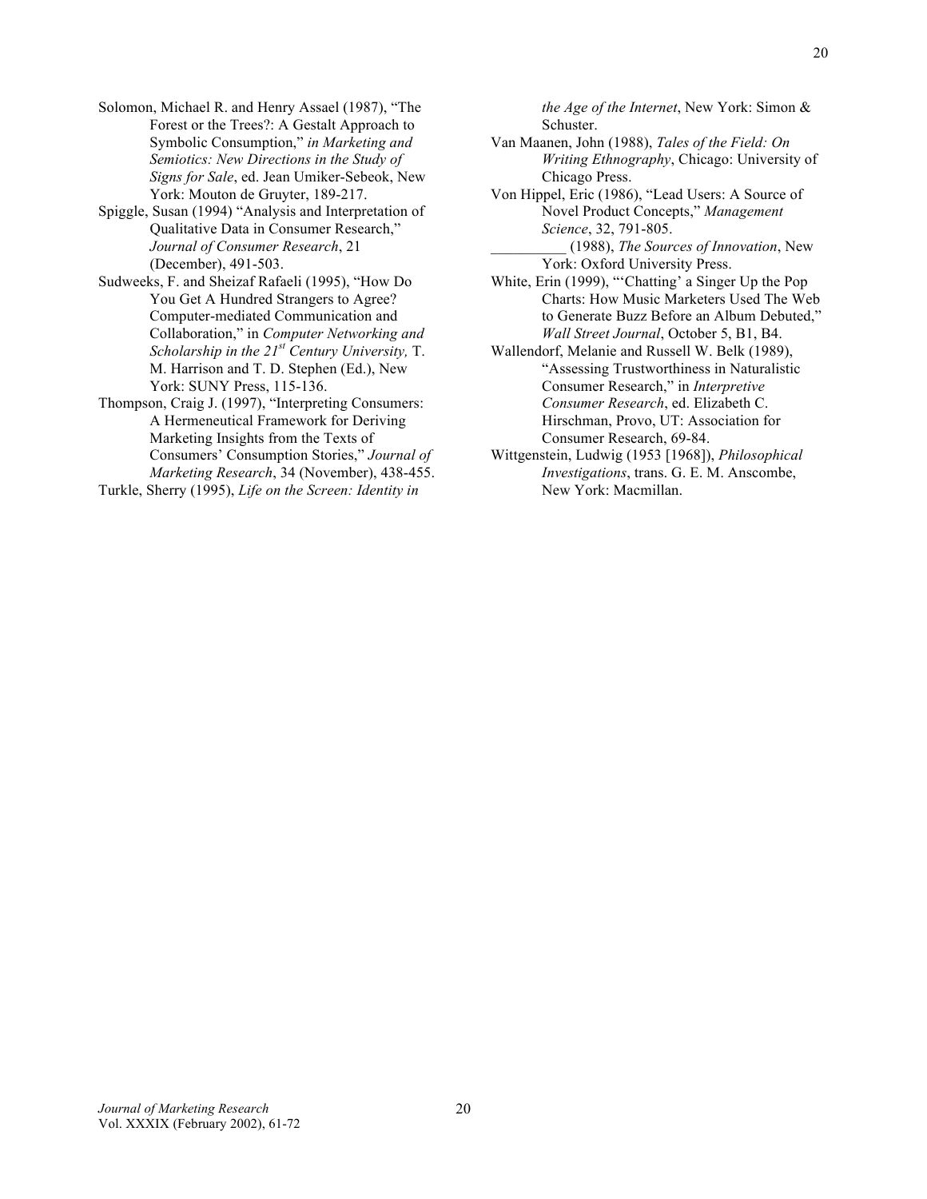Solomon, Michael R. and Henry Assael (1987), "The Forest or the Trees?: A Gestalt Approach to Symbolic Consumption," *in Marketing and Semiotics: New Directions in the Study of Signs for Sale*, ed. Jean Umiker-Sebeok, New York: Mouton de Gruyter, 189-217.

Spiggle, Susan (1994) "Analysis and Interpretation of Qualitative Data in Consumer Research," *Journal of Consumer Research*, 21 (December), 491-503.

Sudweeks, F. and Sheizaf Rafaeli (1995), "How Do You Get A Hundred Strangers to Agree? Computer-mediated Communication and Collaboration," in *Computer Networking and Scholarship in the 21st Century University,* T. M. Harrison and T. D. Stephen (Ed.), New York: SUNY Press, 115-136.

Thompson, Craig J. (1997), "Interpreting Consumers: A Hermeneutical Framework for Deriving Marketing Insights from the Texts of Consumers' Consumption Stories," *Journal of Marketing Research*, 34 (November), 438-455.

Turkle, Sherry (1995), *Life on the Screen: Identity in the Age of the Internet*, New York: Simon & Schuster.

Van Maanen, John (1988), *Tales of the Field: On Writing Ethnography*, Chicago: University of Chicago Press.

Von Hippel, Eric (1986), "Lead Users: A Source of Novel Product Concepts," *Management Science*, 32, 791-805.

__________ (1988), *The Sources of Innovation*, New York: Oxford University Press.

White, Erin (1999), "'Chatting' a Singer Up the Pop Charts: How Music Marketers Used The Web to Generate Buzz Before an Album Debuted," *Wall Street Journal*, October 5, B1, B4.

Wallendorf, Melanie and Russell W. Belk (1989), "Assessing Trustworthiness in Naturalistic Consumer Research," in *Interpretive Consumer Research*, ed. Elizabeth C. Hirschman, Provo, UT: Association for Consumer Research, 69-84.

Wittgenstein, Ludwig (1953 [1968]), *Philosophical Investigations*, trans. G. E. M. Anscombe, New York: Macmillan.